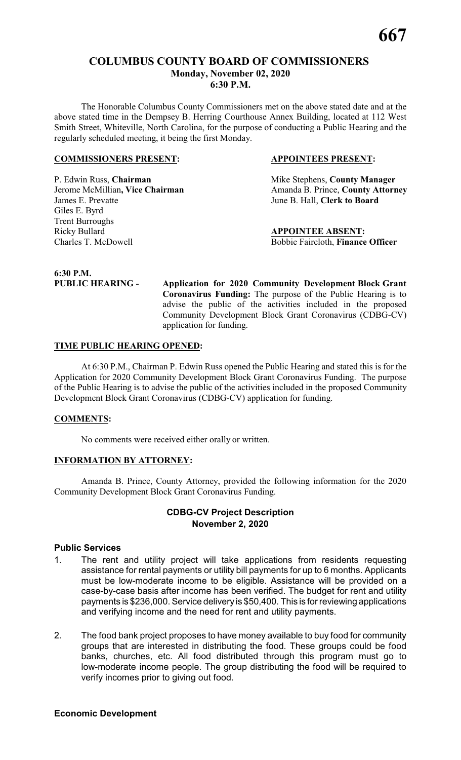# COLUMBUS COUNTY BOARD OF COMMISSIONERS
## Monday, November 02, 2020
## 6:30 P.M.

The Honorable Columbus County Commissioners met on the above stated date and at the above stated time in the Dempsey B. Herring Courthouse Annex Building, located at 112 West Smith Street, Whiteville, North Carolina, for the purpose of conducting a Public Hearing and the regularly scheduled meeting, it being the first Monday.

**COMMISSIONERS PRESENT:**

P. Edwin Russ, **Chairman**
Jerome McMillian**, Vice Chairman**
James E. Prevatte
Giles E. Byrd
Trent Burroughs
Ricky Bullard
Charles T. McDowell

**APPOINTEES PRESENT:**

Mike Stephens, **County Manager**
Amanda B. Prince, **County Attorney**
June B. Hall, **Clerk to Board**

**APPOINTEE ABSENT:**

Bobbie Faircloth, **Finance Officer**

**6:30 P.M.**
**PUBLIC HEARING -** **Application for 2020 Community Development Block Grant Coronavirus Funding:** The purpose of the Public Hearing is to advise the public of the activities included in the proposed Community Development Block Grant Coronavirus (CDBG-CV) application for funding.

**TIME PUBLIC HEARING OPENED:**

At 6:30 P.M., Chairman P. Edwin Russ opened the Public Hearing and stated this is for the Application for 2020 Community Development Block Grant Coronavirus Funding. The purpose of the Public Hearing is to advise the public of the activities included in the proposed Community Development Block Grant Coronavirus (CDBG-CV) application for funding.

**COMMENTS:**

No comments were received either orally or written.

**INFORMATION BY ATTORNEY:**

Amanda B. Prince, County Attorney, provided the following information for the 2020 Community Development Block Grant Coronavirus Funding.

### CDBG-CV Project Description
### November 2, 2020

**Public Services**

1. The rent and utility project will take applications from residents requesting assistance for rental payments or utility bill payments for up to 6 months. Applicants must be low-moderate income to be eligible. Assistance will be provided on a case-by-case basis after income has been verified. The budget for rent and utility payments is $236,000. Service delivery is $50,400. This is for reviewing applications and verifying income and the need for rent and utility payments.

2. The food bank project proposes to have money available to buy food for community groups that are interested in distributing the food. These groups could be food banks, churches, etc. All food distributed through this program must go to low-moderate income people. The group distributing the food will be required to verify incomes prior to giving out food.

**Economic Development**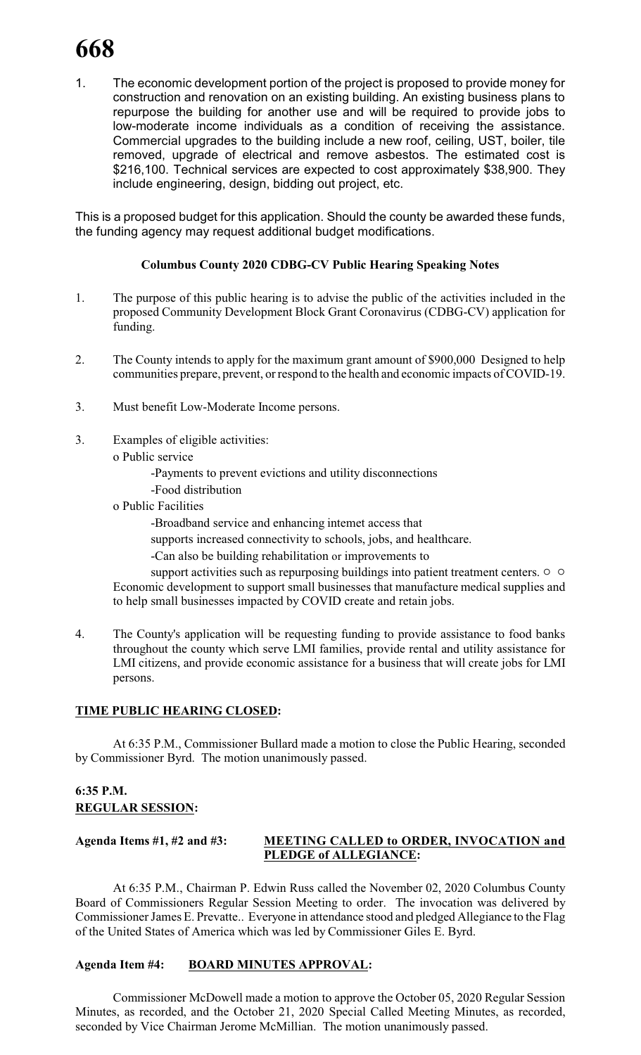1. The economic development portion of the project is proposed to provide money for construction and renovation on an existing building. An existing business plans to repurpose the building for another use and will be required to provide jobs to low-moderate income individuals as a condition of receiving the assistance. Commercial upgrades to the building include a new roof, ceiling, UST, boiler, tile removed, upgrade of electrical and remove asbestos. The estimated cost is $216,100. Technical services are expected to cost approximately $38,900. They include engineering, design, bidding out project, etc.

This is a proposed budget for this application. Should the county be awarded these funds, the funding agency may request additional budget modifications.

**Columbus County 2020 CDBG-CV Public Hearing Speaking Notes**

1. The purpose of this public hearing is to advise the public of the activities included in the proposed Community Development Block Grant Coronavirus (CDBG-CV) application for funding.

2. The County intends to apply for the maximum grant amount of $900,000 Designed to help communities prepare, prevent, or respond to the health and economic impacts of COVID-19.

3. Must benefit Low-Moderate Income persons.

3. Examples of eligible activities:
   o Public service
      -Payments to prevent evictions and utility disconnections
      -Food distribution
   o Public Facilities
      -Broadband service and enhancing intemet access that supports increased connectivity to schools, jobs, and healthcare.
      -Can also be building rehabilitation or improvements to support activities such as repurposing buildings into patient treatment centers. ○ ○ Economic development to support small businesses that manufacture medical supplies and to help small businesses impacted by COVID create and retain jobs.

4. The County's application will be requesting funding to provide assistance to food banks throughout the county which serve LMI families, provide rental and utility assistance for LMI citizens, and provide economic assistance for a business that will create jobs for LMI persons.

**TIME PUBLIC HEARING CLOSED:**

At 6:35 P.M., Commissioner Bullard made a motion to close the Public Hearing, seconded by Commissioner Byrd. The motion unanimously passed.

**6:35 P.M.**
**REGULAR SESSION:**

**Agenda Items #1, #2 and #3: MEETING CALLED to ORDER, INVOCATION and PLEDGE of ALLEGIANCE:**

At 6:35 P.M., Chairman P. Edwin Russ called the November 02, 2020 Columbus County Board of Commissioners Regular Session Meeting to order. The invocation was delivered by Commissioner James E. Prevatte.. Everyone in attendance stood and pledged Allegiance to the Flag of the United States of America which was led by Commissioner Giles E. Byrd.

**Agenda Item #4: BOARD MINUTES APPROVAL:**

Commissioner McDowell made a motion to approve the October 05, 2020 Regular Session Minutes, as recorded, and the October 21, 2020 Special Called Meeting Minutes, as recorded, seconded by Vice Chairman Jerome McMillian. The motion unanimously passed.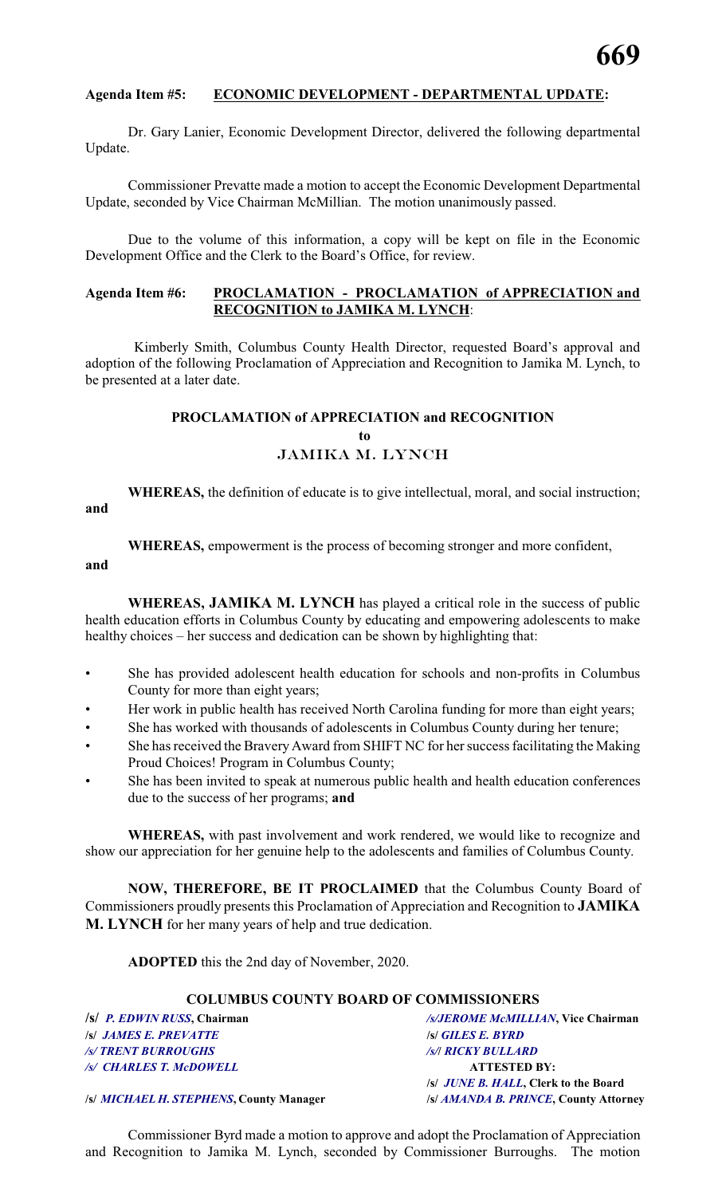**Agenda Item #5: ECONOMIC DEVELOPMENT - DEPARTMENTAL UPDATE:**

Dr. Gary Lanier, Economic Development Director, delivered the following departmental Update.

Commissioner Prevatte made a motion to accept the Economic Development Departmental Update, seconded by Vice Chairman McMillian. The motion unanimously passed.

Due to the volume of this information, a copy will be kept on file in the Economic Development Office and the Clerk to the Board's Office, for review.

**Agenda Item #6: PROCLAMATION - PROCLAMATION of APPRECIATION and RECOGNITION to JAMIKA M. LYNCH:**

Kimberly Smith, Columbus County Health Director, requested Board's approval and adoption of the following Proclamation of Appreciation and Recognition to Jamika M. Lynch, to be presented at a later date.

**PROCLAMATION of APPRECIATION and RECOGNITION**
**to**
**JAMIKA M. LYNCH**

**WHEREAS,** the definition of educate is to give intellectual, moral, and social instruction; **and**

**WHEREAS,** empowerment is the process of becoming stronger and more confident, **and**

**WHEREAS, JAMIKA M. LYNCH** has played a critical role in the success of public health education efforts in Columbus County by educating and empowering adolescents to make healthy choices – her success and dedication can be shown by highlighting that:

- She has provided adolescent health education for schools and non-profits in Columbus County for more than eight years;
- Her work in public health has received North Carolina funding for more than eight years;
- She has worked with thousands of adolescents in Columbus County during her tenure;
- She has received the Bravery Award from SHIFT NC for her success facilitating the Making Proud Choices! Program in Columbus County;
- She has been invited to speak at numerous public health and health education conferences due to the success of her programs; **and**

**WHEREAS,** with past involvement and work rendered, we would like to recognize and show our appreciation for her genuine help to the adolescents and families of Columbus County.

**NOW, THEREFORE, BE IT PROCLAIMED** that the Columbus County Board of Commissioners proudly presents this Proclamation of Appreciation and Recognition to **JAMIKA M. LYNCH** for her many years of help and true dedication.

**ADOPTED** this the 2nd day of November, 2020.

**COLUMBUS COUNTY BOARD OF COMMISSIONERS**

/s/ *P. EDWIN RUSS*, **Chairman** — /s/*JEROME McMILLIAN*, **Vice Chairman**
/s/ *JAMES E. PREVATTE* — /s/ *GILES E. BYRD*
/s/ *TRENT BURROUGHS* — /s/ *RICKY BULLARD*
/s/ *CHARLES T. McDOWELL* — **ATTESTED BY:**
/s/ *JUNE B. HALL*, **Clerk to the Board**
/s/ *MICHAEL H. STEPHENS*, **County Manager** — /s/ *AMANDA B. PRINCE*, **County Attorney**

Commissioner Byrd made a motion to approve and adopt the Proclamation of Appreciation and Recognition to Jamika M. Lynch, seconded by Commissioner Burroughs. The motion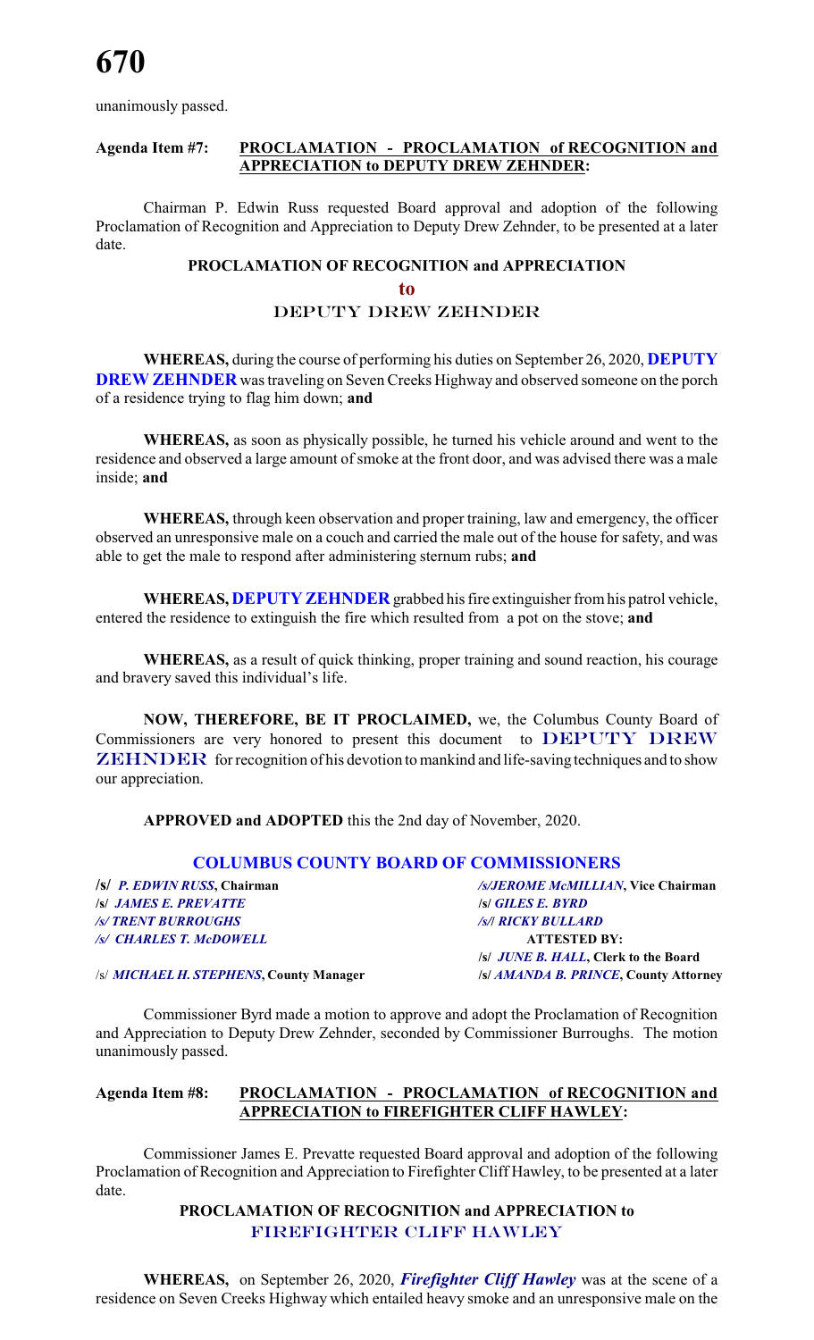unanimously passed.

**Agenda Item #7:** **PROCLAMATION - PROCLAMATION of RECOGNITION and APPRECIATION to DEPUTY DREW ZEHNDER:**

Chairman P. Edwin Russ requested Board approval and adoption of the following Proclamation of Recognition and Appreciation to Deputy Drew Zehnder, to be presented at a later date.

**PROCLAMATION OF RECOGNITION and APPRECIATION**

**to**

**DEPUTY DREW ZEHNDER**

**WHEREAS,** during the course of performing his duties on September 26, 2020, **DEPUTY DREW ZEHNDER** was traveling on Seven Creeks Highway and observed someone on the porch of a residence trying to flag him down; **and**

**WHEREAS,** as soon as physically possible, he turned his vehicle around and went to the residence and observed a large amount of smoke at the front door, and was advised there was a male inside; **and**

**WHEREAS,** through keen observation and proper training, law and emergency, the officer observed an unresponsive male on a couch and carried the male out of the house for safety, and was able to get the male to respond after administering sternum rubs; **and**

**WHEREAS, DEPUTY ZEHNDER** grabbed his fire extinguisher from his patrol vehicle, entered the residence to extinguish the fire which resulted from a pot on the stove; **and**

**WHEREAS,** as a result of quick thinking, proper training and sound reaction, his courage and bravery saved this individual's life.

**NOW, THEREFORE, BE IT PROCLAIMED,** we, the Columbus County Board of Commissioners are very honored to present this document to **DEPUTY DREW ZEHNDER** for recognition of his devotion to mankind and life-saving techniques and to show our appreciation.

**APPROVED and ADOPTED** this the 2nd day of November, 2020.

**COLUMBUS COUNTY BOARD OF COMMISSIONERS**

| | |
|---|---|
| **/s/ *P. EDWIN RUSS*, Chairman** | ***/s/JEROME McMILLIAN*, Vice Chairman** |
| **/s/ *JAMES E. PREVATTE*** | **/s/ *GILES E. BYRD*** |
| ***/s/ TRENT BURROUGHS*** | ***/s/l RICKY BULLARD*** |
| ***/s/ CHARLES T. McDOWELL*** | **ATTESTED BY:** |
| | **/s/ *JUNE B. HALL*, Clerk to the Board** |
| /s/ ***MICHAEL H. STEPHENS*, County Manager** | **/s/ *AMANDA B. PRINCE*, County Attorney** |

Commissioner Byrd made a motion to approve and adopt the Proclamation of Recognition and Appreciation to Deputy Drew Zehnder, seconded by Commissioner Burroughs. The motion unanimously passed.

**Agenda Item #8:** **PROCLAMATION - PROCLAMATION of RECOGNITION and APPRECIATION to FIREFIGHTER CLIFF HAWLEY:**

Commissioner James E. Prevatte requested Board approval and adoption of the following Proclamation of Recognition and Appreciation to Firefighter Cliff Hawley, to be presented at a later date.

**PROCLAMATION OF RECOGNITION and APPRECIATION to**

**FIREFIGHTER CLIFF HAWLEY**

**WHEREAS,** on September 26, 2020, ***Firefighter Cliff Hawley*** was at the scene of a residence on Seven Creeks Highway which entailed heavy smoke and an unresponsive male on the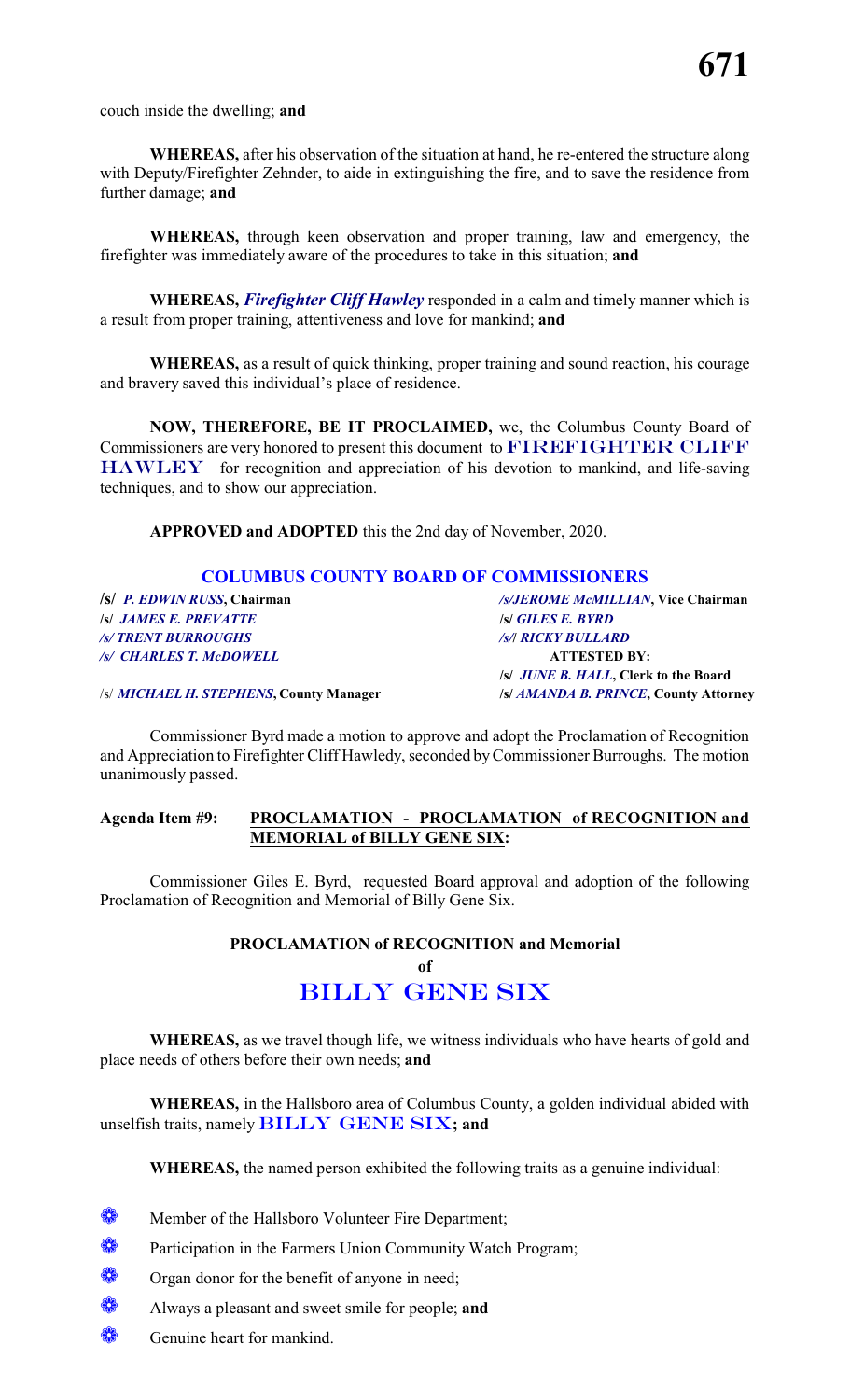couch inside the dwelling; **and**

**WHEREAS,** after his observation of the situation at hand, he re-entered the structure along with Deputy/Firefighter Zehnder, to aide in extinguishing the fire, and to save the residence from further damage; **and**

**WHEREAS,** through keen observation and proper training, law and emergency, the firefighter was immediately aware of the procedures to take in this situation; **and**

**WHEREAS,** ***Firefighter Cliff Hawley*** responded in a calm and timely manner which is a result from proper training, attentiveness and love for mankind; **and**

**WHEREAS,** as a result of quick thinking, proper training and sound reaction, his courage and bravery saved this individual's place of residence.

**NOW, THEREFORE, BE IT PROCLAIMED,** we, the Columbus County Board of Commissioners are very honored to present this document to **FIREFIGHTER CLIFF HAWLEY** for recognition and appreciation of his devotion to mankind, and life-saving techniques, and to show our appreciation.

**APPROVED and ADOPTED** this the 2nd day of November, 2020.

**COLUMBUS COUNTY BOARD OF COMMISSIONERS**

| | |
|---|---|
| **/s/** ***P. EDWIN RUSS*, Chairman** | ***/s/JEROME McMILLIAN*, Vice Chairman** |
| **/s/** ***JAMES E. PREVATTE*** | **/s/** ***GILES E. BYRD*** |
| ***/s/ TRENT BURROUGHS*** | ***/s/l RICKY BULLARD*** |
| ***/s/ CHARLES T. McDOWELL*** | **ATTESTED BY:** |
| | **/s/** ***JUNE B. HALL*, Clerk to the Board** |
| /s/ ***MICHAEL H. STEPHENS*, County Manager** | **/s/** ***AMANDA B. PRINCE*, County Attorney** |

Commissioner Byrd made a motion to approve and adopt the Proclamation of Recognition and Appreciation to Firefighter Cliff Hawledy, seconded by Commissioner Burroughs. The motion unanimously passed.

**Agenda Item #9:** **PROCLAMATION - PROCLAMATION of RECOGNITION and MEMORIAL of BILLY GENE SIX:**

Commissioner Giles E. Byrd, requested Board approval and adoption of the following Proclamation of Recognition and Memorial of Billy Gene Six.

**PROCLAMATION of RECOGNITION and Memorial**
**of**
## BILLY GENE SIX

**WHEREAS,** as we travel though life, we witness individuals who have hearts of gold and place needs of others before their own needs; **and**

**WHEREAS,** in the Hallsboro area of Columbus County, a golden individual abided with unselfish traits, namely **BILLY GENE SIX; and**

**WHEREAS,** the named person exhibited the following traits as a genuine individual:

- Member of the Hallsboro Volunteer Fire Department;
- Participation in the Farmers Union Community Watch Program;
- Organ donor for the benefit of anyone in need;
- Always a pleasant and sweet smile for people; **and**
- Genuine heart for mankind.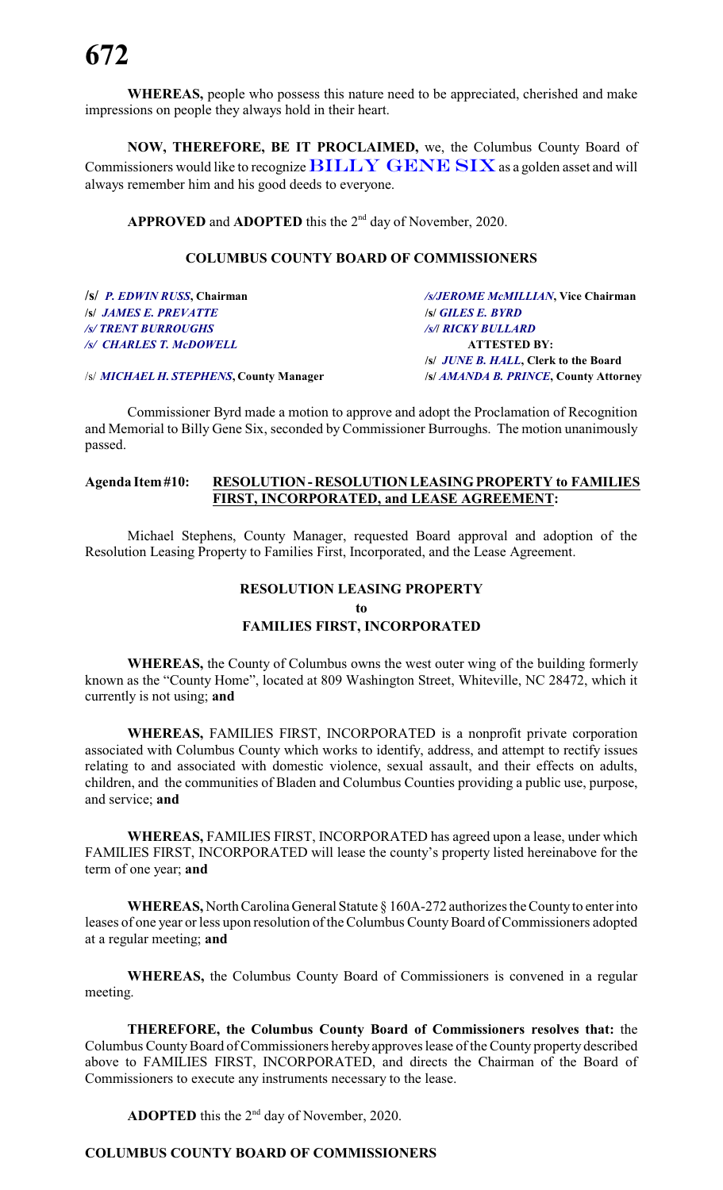**WHEREAS,** people who possess this nature need to be appreciated, cherished and make impressions on people they always hold in their heart.

**NOW, THEREFORE, BE IT PROCLAIMED,** we, the Columbus County Board of Commissioners would like to recognize **BILLY GENE SIX** as a golden asset and will always remember him and his good deeds to everyone.

**APPROVED** and **ADOPTED** this the 2nd day of November, 2020.

**COLUMBUS COUNTY BOARD OF COMMISSIONERS**

| | |
|---|---|
| **/s/ *P. EDWIN RUSS*, Chairman** | ***/s/JEROME McMILLIAN*, Vice Chairman** |
| **/s/ *JAMES E. PREVATTE*** | **/s/ *GILES E. BYRD*** |
| ***/s/ TRENT BURROUGHS*** | ***/s/l RICKY BULLARD*** |
| ***/s/ CHARLES T. McDOWELL*** | **ATTESTED BY:** |
| | **/s/ *JUNE B. HALL*, Clerk to the Board** |
| /s/ ***MICHAEL H. STEPHENS*, County Manager** | **/s/ *AMANDA B. PRINCE*, County Attorney** |

Commissioner Byrd made a motion to approve and adopt the Proclamation of Recognition and Memorial to Billy Gene Six, seconded by Commissioner Burroughs. The motion unanimously passed.

**Agenda Item #10:** **RESOLUTION - RESOLUTION LEASING PROPERTY to FAMILIES FIRST, INCORPORATED, and LEASE AGREEMENT:**

Michael Stephens, County Manager, requested Board approval and adoption of the Resolution Leasing Property to Families First, Incorporated, and the Lease Agreement.

**RESOLUTION LEASING PROPERTY**
**to**
**FAMILIES FIRST, INCORPORATED**

**WHEREAS,** the County of Columbus owns the west outer wing of the building formerly known as the "County Home", located at 809 Washington Street, Whiteville, NC 28472, which it currently is not using; **and**

**WHEREAS,** FAMILIES FIRST, INCORPORATED is a nonprofit private corporation associated with Columbus County which works to identify, address, and attempt to rectify issues relating to and associated with domestic violence, sexual assault, and their effects on adults, children, and the communities of Bladen and Columbus Counties providing a public use, purpose, and service; **and**

**WHEREAS,** FAMILIES FIRST, INCORPORATED has agreed upon a lease, under which FAMILIES FIRST, INCORPORATED will lease the county's property listed hereinabove for the term of one year; **and**

**WHEREAS,** North Carolina General Statute § 160A-272 authorizes the County to enter into leases of one year or less upon resolution of the Columbus County Board of Commissioners adopted at a regular meeting; **and**

**WHEREAS,** the Columbus County Board of Commissioners is convened in a regular meeting.

**THEREFORE, the Columbus County Board of Commissioners resolves that:** the Columbus County Board of Commissioners hereby approves lease of the County property described above to FAMILIES FIRST, INCORPORATED, and directs the Chairman of the Board of Commissioners to execute any instruments necessary to the lease.

**ADOPTED** this the 2nd day of November, 2020.

**COLUMBUS COUNTY BOARD OF COMMISSIONERS**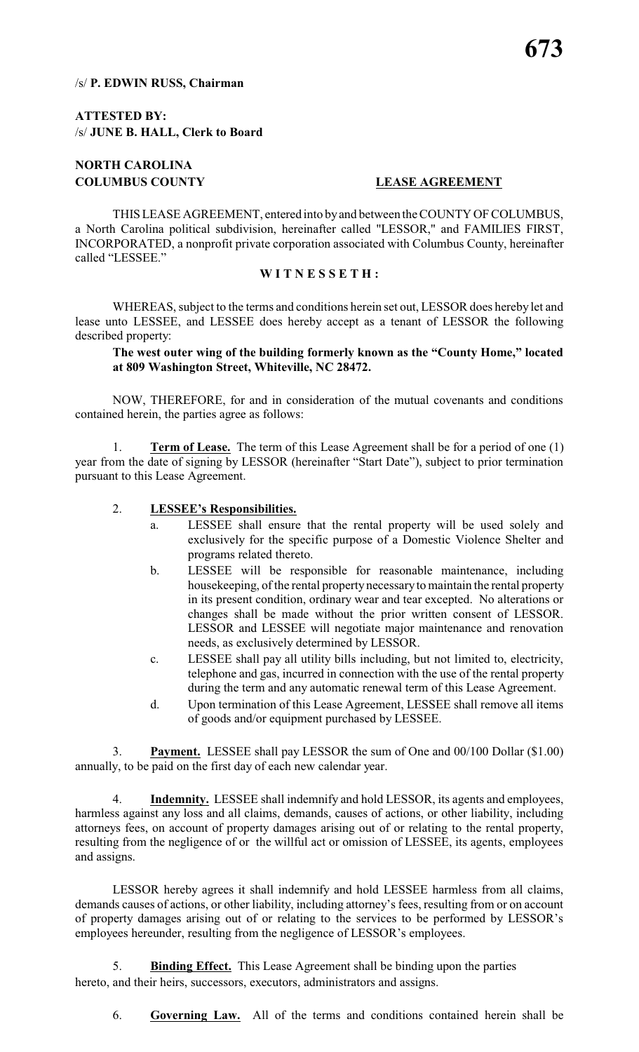/s/ **P. EDWIN RUSS, Chairman**

**ATTESTED BY:**
/s/ **JUNE B. HALL, Clerk to Board**

**NORTH CAROLINA**
**COLUMBUS COUNTY** **LEASE AGREEMENT**

THIS LEASE AGREEMENT, entered into by and between the COUNTY OF COLUMBUS, a North Carolina political subdivision, hereinafter called "LESSOR," and FAMILIES FIRST, INCORPORATED, a nonprofit private corporation associated with Columbus County, hereinafter called "LESSEE."

**W I T N E S S E T H :**

WHEREAS, subject to the terms and conditions herein set out, LESSOR does hereby let and lease unto LESSEE, and LESSEE does hereby accept as a tenant of LESSOR the following described property:

**The west outer wing of the building formerly known as the "County Home," located at 809 Washington Street, Whiteville, NC 28472.**

NOW, THEREFORE, for and in consideration of the mutual covenants and conditions contained herein, the parties agree as follows:

1. **Term of Lease.** The term of this Lease Agreement shall be for a period of one (1) year from the date of signing by LESSOR (hereinafter "Start Date"), subject to prior termination pursuant to this Lease Agreement.

2. **LESSEE's Responsibilities.**
   a. LESSEE shall ensure that the rental property will be used solely and exclusively for the specific purpose of a Domestic Violence Shelter and programs related thereto.
   b. LESSEE will be responsible for reasonable maintenance, including housekeeping, of the rental property necessary to maintain the rental property in its present condition, ordinary wear and tear excepted. No alterations or changes shall be made without the prior written consent of LESSOR. LESSOR and LESSEE will negotiate major maintenance and renovation needs, as exclusively determined by LESSOR.
   c. LESSEE shall pay all utility bills including, but not limited to, electricity, telephone and gas, incurred in connection with the use of the rental property during the term and any automatic renewal term of this Lease Agreement.
   d. Upon termination of this Lease Agreement, LESSEE shall remove all items of goods and/or equipment purchased by LESSEE.

3. **Payment.** LESSEE shall pay LESSOR the sum of One and 00/100 Dollar ($1.00) annually, to be paid on the first day of each new calendar year.

4. **Indemnity.** LESSEE shall indemnify and hold LESSOR, its agents and employees, harmless against any loss and all claims, demands, causes of actions, or other liability, including attorneys fees, on account of property damages arising out of or relating to the rental property, resulting from the negligence of or the willful act or omission of LESSEE, its agents, employees and assigns.

LESSOR hereby agrees it shall indemnify and hold LESSEE harmless from all claims, demands causes of actions, or other liability, including attorney's fees, resulting from or on account of property damages arising out of or relating to the services to be performed by LESSOR's employees hereunder, resulting from the negligence of LESSOR's employees.

5. **Binding Effect.** This Lease Agreement shall be binding upon the parties hereto, and their heirs, successors, executors, administrators and assigns.

6. **Governing Law.** All of the terms and conditions contained herein shall be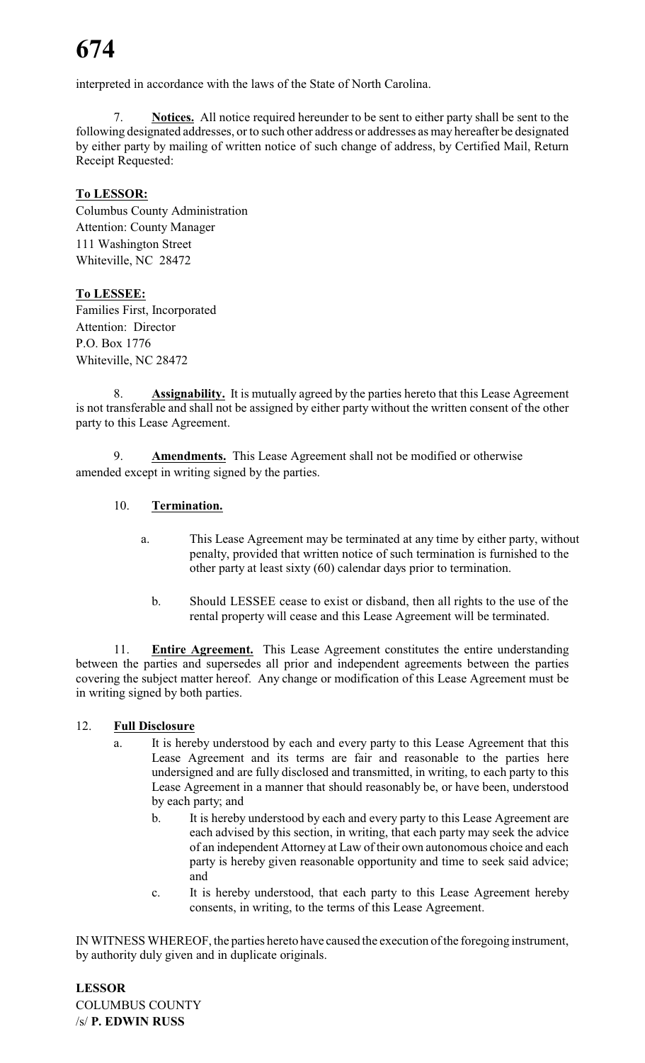interpreted in accordance with the laws of the State of North Carolina.

7. **Notices.** All notice required hereunder to be sent to either party shall be sent to the following designated addresses, or to such other address or addresses as may hereafter be designated by either party by mailing of written notice of such change of address, by Certified Mail, Return Receipt Requested:

**To LESSOR:**
Columbus County Administration
Attention: County Manager
111 Washington Street
Whiteville, NC 28472

**To LESSEE:**
Families First, Incorporated
Attention: Director
P.O. Box 1776
Whiteville, NC 28472

8. **Assignability.** It is mutually agreed by the parties hereto that this Lease Agreement is not transferable and shall not be assigned by either party without the written consent of the other party to this Lease Agreement.

9. **Amendments.** This Lease Agreement shall not be modified or otherwise amended except in writing signed by the parties.

10. **Termination.**

   a. This Lease Agreement may be terminated at any time by either party, without penalty, provided that written notice of such termination is furnished to the other party at least sixty (60) calendar days prior to termination.

   b. Should LESSEE cease to exist or disband, then all rights to the use of the rental property will cease and this Lease Agreement will be terminated.

11. **Entire Agreement.** This Lease Agreement constitutes the entire understanding between the parties and supersedes all prior and independent agreements between the parties covering the subject matter hereof. Any change or modification of this Lease Agreement must be in writing signed by both parties.

12. **Full Disclosure**

   a. It is hereby understood by each and every party to this Lease Agreement that this Lease Agreement and its terms are fair and reasonable to the parties here undersigned and are fully disclosed and transmitted, in writing, to each party to this Lease Agreement in a manner that should reasonably be, or have been, understood by each party; and

   b. It is hereby understood by each and every party to this Lease Agreement are each advised by this section, in writing, that each party may seek the advice of an independent Attorney at Law of their own autonomous choice and each party is hereby given reasonable opportunity and time to seek said advice; and

   c. It is hereby understood, that each party to this Lease Agreement hereby consents, in writing, to the terms of this Lease Agreement.

IN WITNESS WHEREOF, the parties hereto have caused the execution of the foregoing instrument, by authority duly given and in duplicate originals.

**LESSOR**
COLUMBUS COUNTY
/s/ **P. EDWIN RUSS**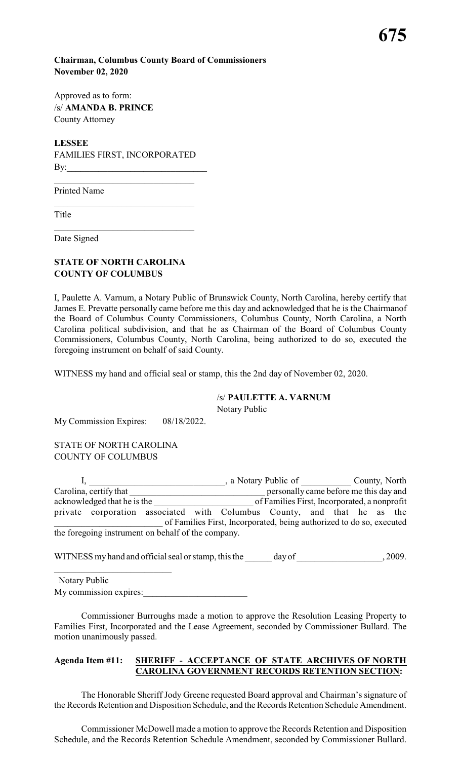**Chairman, Columbus County Board of Commissioners**
**November 02, 2020**

Approved as to form:
/s/ **AMANDA B. PRINCE**
County Attorney

**LESSEE**
FAMILIES FIRST, INCORPORATED
By:______________________________

______________________________
Printed Name

______________________________
Title

______________________________
Date Signed

**STATE OF NORTH CAROLINA**
**COUNTY OF COLUMBUS**

I, Paulette A. Varnum, a Notary Public of Brunswick County, North Carolina, hereby certify that James E. Prevatte personally came before me this day and acknowledged that he is the Chairmanof the Board of Columbus County Commissioners, Columbus County, North Carolina, a North Carolina political subdivision, and that he as Chairman of the Board of Columbus County Commissioners, Columbus County, North Carolina, being authorized to do so, executed the foregoing instrument on behalf of said County.

WITNESS my hand and official seal or stamp, this the 2nd day of November 02, 2020.

/s/ **PAULETTE A. VARNUM**
Notary Public

My Commission Expires: 08/18/2022.

STATE OF NORTH CAROLINA
COUNTY OF COLUMBUS

I, ______________________________, a Notary Public of ___________ County, North Carolina, certify that ______________________________ personally came before me this day and acknowledged that he is the ______________________ of Families First, Incorporated, a nonprofit private corporation associated with Columbus County, and that he as the ________________________ of Families First, Incorporated, being authorized to do so, executed the foregoing instrument on behalf of the company.

WITNESS my hand and official seal or stamp, this the ______ day of __________________, 2009.

__________________________
Notary Public
My commission expires:_______________________

Commissioner Burroughs made a motion to approve the Resolution Leasing Property to Families First, Incorporated and the Lease Agreement, seconded by Commissioner Bullard. The motion unanimously passed.

**Agenda Item #11: SHERIFF - ACCEPTANCE OF STATE ARCHIVES OF NORTH CAROLINA GOVERNMENT RECORDS RETENTION SECTION:**

The Honorable Sheriff Jody Greene requested Board approval and Chairman's signature of the Records Retention and Disposition Schedule, and the Records Retention Schedule Amendment.

Commissioner McDowell made a motion to approve the Records Retention and Disposition Schedule, and the Records Retention Schedule Amendment, seconded by Commissioner Bullard.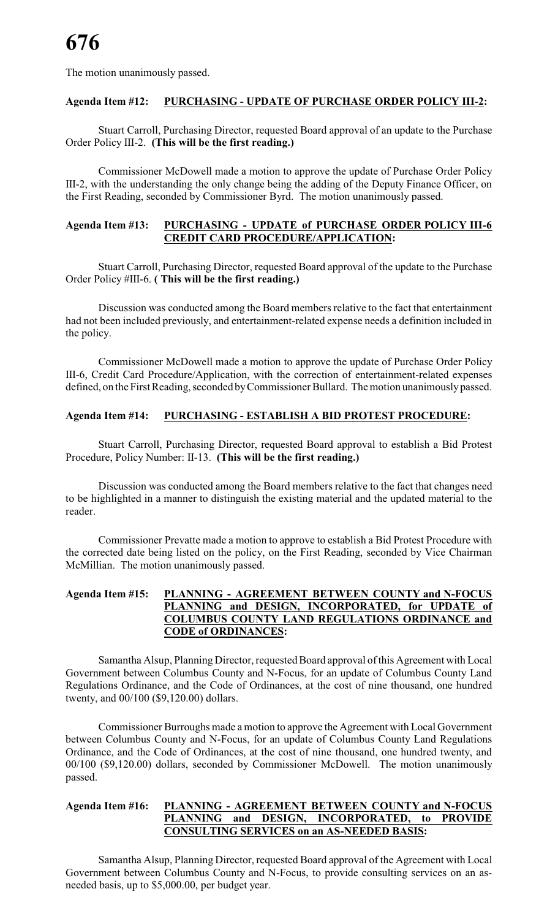The motion unanimously passed.

**Agenda Item #12:** **PURCHASING - UPDATE OF PURCHASE ORDER POLICY III-2:**

Stuart Carroll, Purchasing Director, requested Board approval of an update to the Purchase Order Policy III-2. **(This will be the first reading.)**

Commissioner McDowell made a motion to approve the update of Purchase Order Policy III-2, with the understanding the only change being the adding of the Deputy Finance Officer, on the First Reading, seconded by Commissioner Byrd. The motion unanimously passed.

**Agenda Item #13:** **PURCHASING - UPDATE of PURCHASE ORDER POLICY III-6 CREDIT CARD PROCEDURE/APPLICATION:**

Stuart Carroll, Purchasing Director, requested Board approval of the update to the Purchase Order Policy #III-6. **( This will be the first reading.)**

Discussion was conducted among the Board members relative to the fact that entertainment had not been included previously, and entertainment-related expense needs a definition included in the policy.

Commissioner McDowell made a motion to approve the update of Purchase Order Policy III-6, Credit Card Procedure/Application, with the correction of entertainment-related expenses defined, on the First Reading, seconded by Commissioner Bullard. The motion unanimously passed.

**Agenda Item #14:** **PURCHASING - ESTABLISH A BID PROTEST PROCEDURE:**

Stuart Carroll, Purchasing Director, requested Board approval to establish a Bid Protest Procedure, Policy Number: II-13. **(This will be the first reading.)**

Discussion was conducted among the Board members relative to the fact that changes need to be highlighted in a manner to distinguish the existing material and the updated material to the reader.

Commissioner Prevatte made a motion to approve to establish a Bid Protest Procedure with the corrected date being listed on the policy, on the First Reading, seconded by Vice Chairman McMillian. The motion unanimously passed.

**Agenda Item #15:** **PLANNING - AGREEMENT BETWEEN COUNTY and N-FOCUS PLANNING and DESIGN, INCORPORATED, for UPDATE of COLUMBUS COUNTY LAND REGULATIONS ORDINANCE and CODE of ORDINANCES:**

Samantha Alsup, Planning Director, requested Board approval of this Agreement with Local Government between Columbus County and N-Focus, for an update of Columbus County Land Regulations Ordinance, and the Code of Ordinances, at the cost of nine thousand, one hundred twenty, and 00/100 ($9,120.00) dollars.

Commissioner Burroughs made a motion to approve the Agreement with Local Government between Columbus County and N-Focus, for an update of Columbus County Land Regulations Ordinance, and the Code of Ordinances, at the cost of nine thousand, one hundred twenty, and 00/100 ($9,120.00) dollars, seconded by Commissioner McDowell. The motion unanimously passed.

**Agenda Item #16:** **PLANNING - AGREEMENT BETWEEN COUNTY and N-FOCUS PLANNING and DESIGN, INCORPORATED, to PROVIDE CONSULTING SERVICES on an AS-NEEDED BASIS:**

Samantha Alsup, Planning Director, requested Board approval of the Agreement with Local Government between Columbus County and N-Focus, to provide consulting services on an as-needed basis, up to $5,000.00, per budget year.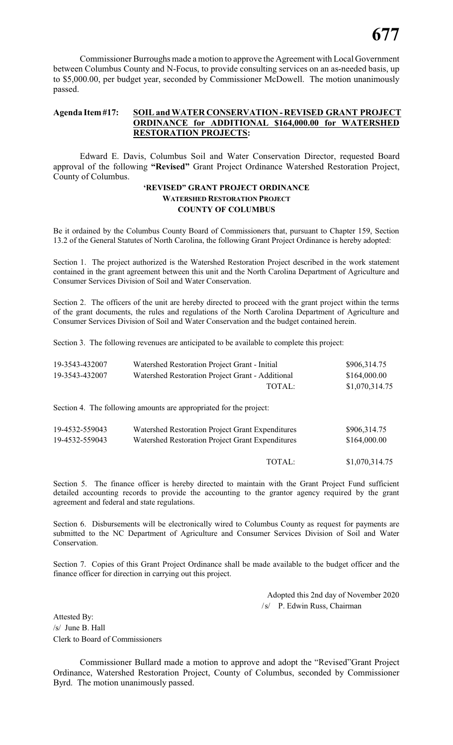Commissioner Burroughs made a motion to approve the Agreement with Local Government between Columbus County and N-Focus, to provide consulting services on an as-needed basis, up to $5,000.00, per budget year, seconded by Commissioner McDowell. The motion unanimously passed.

**Agenda Item #17: SOIL and WATER CONSERVATION - REVISED GRANT PROJECT ORDINANCE for ADDITIONAL $164,000.00 for WATERSHED RESTORATION PROJECTS:**

Edward E. Davis, Columbus Soil and Water Conservation Director, requested Board approval of the following **"Revised"** Grant Project Ordinance Watershed Restoration Project, County of Columbus.

**'REVISED" GRANT PROJECT ORDINANCE**
**WATERSHED RESTORATION PROJECT**
**COUNTY OF COLUMBUS**

Be it ordained by the Columbus County Board of Commissioners that, pursuant to Chapter 159, Section 13.2 of the General Statutes of North Carolina, the following Grant Project Ordinance is hereby adopted:

Section 1. The project authorized is the Watershed Restoration Project described in the work statement contained in the grant agreement between this unit and the North Carolina Department of Agriculture and Consumer Services Division of Soil and Water Conservation.

Section 2. The officers of the unit are hereby directed to proceed with the grant project within the terms of the grant documents, the rules and regulations of the North Carolina Department of Agriculture and Consumer Services Division of Soil and Water Conservation and the budget contained herein.

Section 3. The following revenues are anticipated to be available to complete this project:

| | | |
|---|---|---|
| 19-3543-432007 | Watershed Restoration Project Grant - Initial | $906,314.75 |
| 19-3543-432007 | Watershed Restoration Project Grant - Additional | $164,000.00 |
| | TOTAL: | $1,070,314.75 |

Section 4. The following amounts are appropriated for the project:

| | | |
|---|---|---|
| 19-4532-559043 | Watershed Restoration Project Grant Expenditures | $906,314.75 |
| 19-4532-559043 | Watershed Restoration Project Grant Expenditures | $164,000.00 |
| | TOTAL: | $1,070,314.75 |

Section 5. The finance officer is hereby directed to maintain with the Grant Project Fund sufficient detailed accounting records to provide the accounting to the grantor agency required by the grant agreement and federal and state regulations.

Section 6. Disbursements will be electronically wired to Columbus County as request for payments are submitted to the NC Department of Agriculture and Consumer Services Division of Soil and Water Conservation.

Section 7. Copies of this Grant Project Ordinance shall be made available to the budget officer and the finance officer for direction in carrying out this project.

Adopted this 2nd day of November 2020
/s/ P. Edwin Russ, Chairman

Attested By:
/s/ June B. Hall
Clerk to Board of Commissioners

Commissioner Bullard made a motion to approve and adopt the "Revised"Grant Project Ordinance, Watershed Restoration Project, County of Columbus, seconded by Commissioner Byrd. The motion unanimously passed.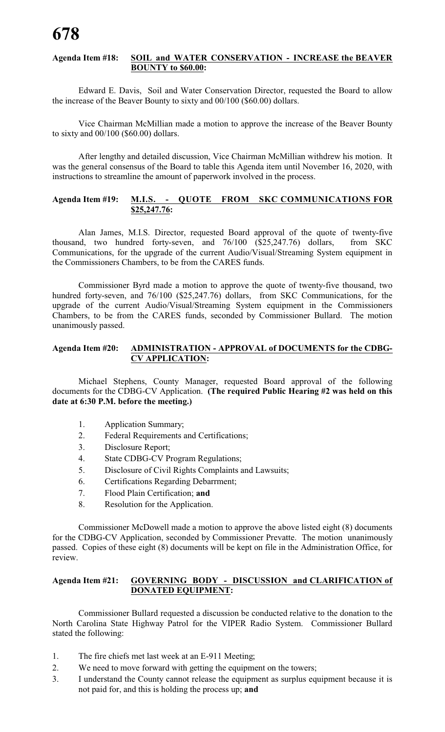**Agenda Item #18: SOIL and WATER CONSERVATION - INCREASE the BEAVER BOUNTY to $60.00:**

Edward E. Davis, Soil and Water Conservation Director, requested the Board to allow the increase of the Beaver Bounty to sixty and 00/100 ($60.00) dollars.

Vice Chairman McMillian made a motion to approve the increase of the Beaver Bounty to sixty and 00/100 ($60.00) dollars.

After lengthy and detailed discussion, Vice Chairman McMillian withdrew his motion. It was the general consensus of the Board to table this Agenda item until November 16, 2020, with instructions to streamline the amount of paperwork involved in the process.

**Agenda Item #19: M.I.S. - QUOTE FROM SKC COMMUNICATIONS FOR $25,247.76:**

Alan James, M.I.S. Director, requested Board approval of the quote of twenty-five thousand, two hundred forty-seven, and 76/100 ($25,247.76) dollars, from SKC Communications, for the upgrade of the current Audio/Visual/Streaming System equipment in the Commissioners Chambers, to be from the CARES funds.

Commissioner Byrd made a motion to approve the quote of twenty-five thousand, two hundred forty-seven, and 76/100 ($25,247.76) dollars, from SKC Communications, for the upgrade of the current Audio/Visual/Streaming System equipment in the Commissioners Chambers, to be from the CARES funds, seconded by Commissioner Bullard. The motion unanimously passed.

**Agenda Item #20: ADMINISTRATION - APPROVAL of DOCUMENTS for the CDBG-CV APPLICATION:**

Michael Stephens, County Manager, requested Board approval of the following documents for the CDBG-CV Application. **(The required Public Hearing #2 was held on this date at 6:30 P.M. before the meeting.)**

1. Application Summary;
2. Federal Requirements and Certifications;
3. Disclosure Report;
4. State CDBG-CV Program Regulations;
5. Disclosure of Civil Rights Complaints and Lawsuits;
6. Certifications Regarding Debarrment;
7. Flood Plain Certification; **and**
8. Resolution for the Application.

Commissioner McDowell made a motion to approve the above listed eight (8) documents for the CDBG-CV Application, seconded by Commissioner Prevatte. The motion unanimously passed. Copies of these eight (8) documents will be kept on file in the Administration Office, for review.

**Agenda Item #21: GOVERNING BODY - DISCUSSION and CLARIFICATION of DONATED EQUIPMENT:**

Commissioner Bullard requested a discussion be conducted relative to the donation to the North Carolina State Highway Patrol for the VIPER Radio System. Commissioner Bullard stated the following:

1. The fire chiefs met last week at an E-911 Meeting;
2. We need to move forward with getting the equipment on the towers;
3. I understand the County cannot release the equipment as surplus equipment because it is not paid for, and this is holding the process up; **and**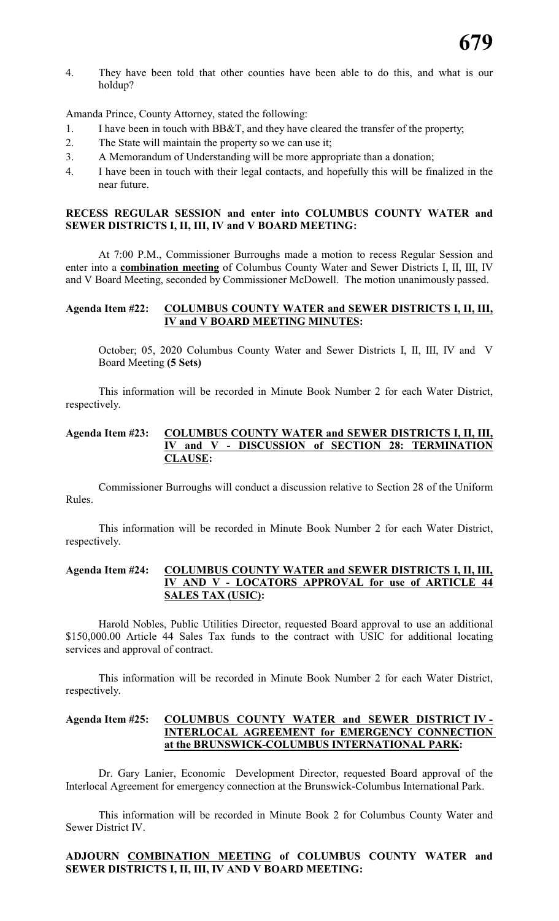4. They have been told that other counties have been able to do this, and what is our holdup?

Amanda Prince, County Attorney, stated the following:

1. I have been in touch with BB&T, and they have cleared the transfer of the property;
2. The State will maintain the property so we can use it;
3. A Memorandum of Understanding will be more appropriate than a donation;
4. I have been in touch with their legal contacts, and hopefully this will be finalized in the near future.

**RECESS REGULAR SESSION and enter into COLUMBUS COUNTY WATER and SEWER DISTRICTS I, II, III, IV and V BOARD MEETING:**

At 7:00 P.M., Commissioner Burroughs made a motion to recess Regular Session and enter into a **combination meeting** of Columbus County Water and Sewer Districts I, II, III, IV and V Board Meeting, seconded by Commissioner McDowell. The motion unanimously passed.

**Agenda Item #22: COLUMBUS COUNTY WATER and SEWER DISTRICTS I, II, III, IV and V BOARD MEETING MINUTES:**

October; 05, 2020 Columbus County Water and Sewer Districts I, II, III, IV and V Board Meeting **(5 Sets)**

This information will be recorded in Minute Book Number 2 for each Water District, respectively.

**Agenda Item #23: COLUMBUS COUNTY WATER and SEWER DISTRICTS I, II, III, IV and V - DISCUSSION of SECTION 28: TERMINATION CLAUSE:**

Commissioner Burroughs will conduct a discussion relative to Section 28 of the Uniform Rules.

This information will be recorded in Minute Book Number 2 for each Water District, respectively.

**Agenda Item #24: COLUMBUS COUNTY WATER and SEWER DISTRICTS I, II, III, IV AND V - LOCATORS APPROVAL for use of ARTICLE 44 SALES TAX (USIC):**

Harold Nobles, Public Utilities Director, requested Board approval to use an additional $150,000.00 Article 44 Sales Tax funds to the contract with USIC for additional locating services and approval of contract.

This information will be recorded in Minute Book Number 2 for each Water District, respectively.

**Agenda Item #25: COLUMBUS COUNTY WATER and SEWER DISTRICT IV - INTERLOCAL AGREEMENT for EMERGENCY CONNECTION at the BRUNSWICK-COLUMBUS INTERNATIONAL PARK:**

Dr. Gary Lanier, Economic Development Director, requested Board approval of the Interlocal Agreement for emergency connection at the Brunswick-Columbus International Park.

This information will be recorded in Minute Book 2 for Columbus County Water and Sewer District IV.

**ADJOURN COMBINATION MEETING of COLUMBUS COUNTY WATER and SEWER DISTRICTS I, II, III, IV AND V BOARD MEETING:**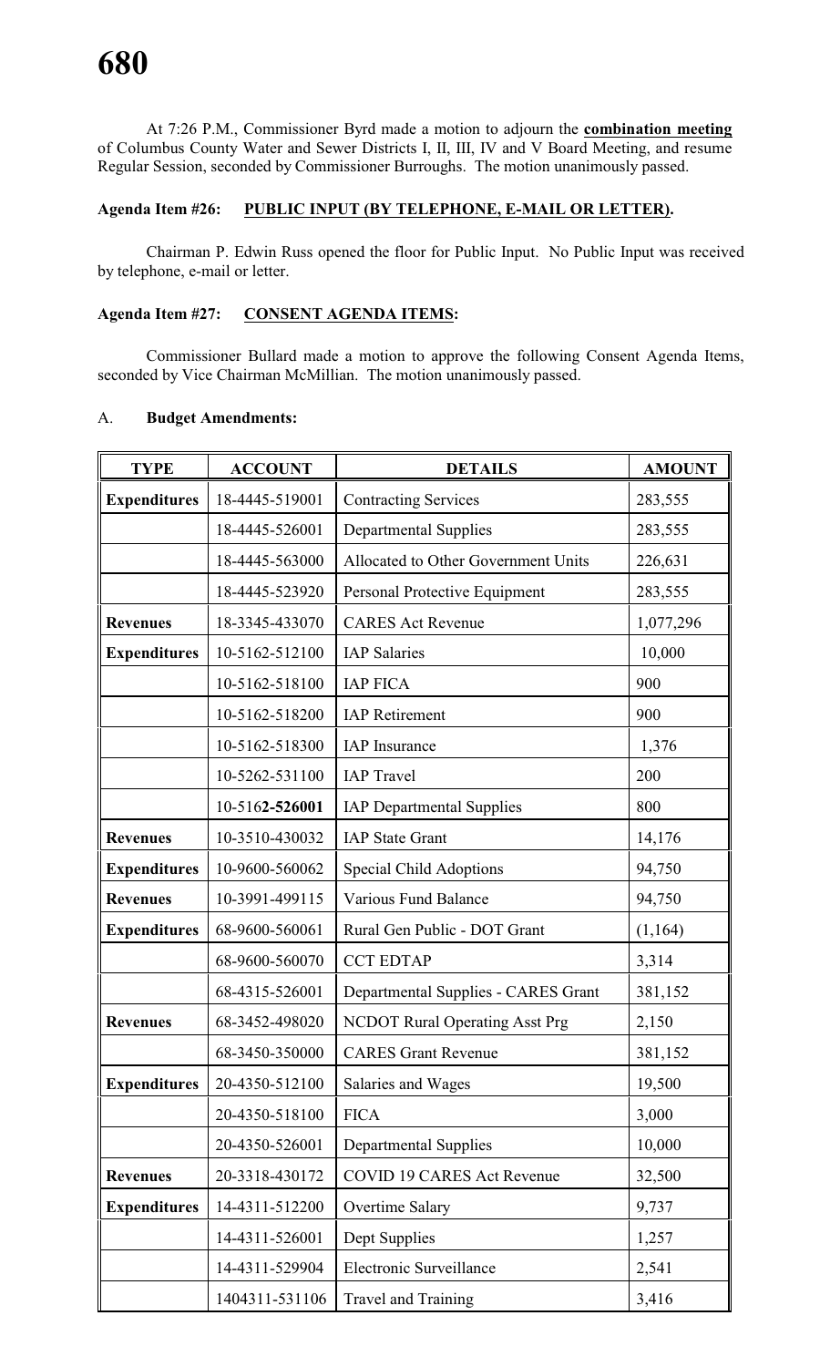At 7:26 P.M., Commissioner Byrd made a motion to adjourn the **combination meeting** of Columbus County Water and Sewer Districts I, II, III, IV and V Board Meeting, and resume Regular Session, seconded by Commissioner Burroughs. The motion unanimously passed.

**Agenda Item #26: PUBLIC INPUT (BY TELEPHONE, E-MAIL OR LETTER).**

Chairman P. Edwin Russ opened the floor for Public Input. No Public Input was received by telephone, e-mail or letter.

**Agenda Item #27: CONSENT AGENDA ITEMS:**

Commissioner Bullard made a motion to approve the following Consent Agenda Items, seconded by Vice Chairman McMillian. The motion unanimously passed.

A. **Budget Amendments:**

| TYPE | ACCOUNT | DETAILS | AMOUNT |
|---|---|---|---|
| **Expenditures** | 18-4445-519001 | Contracting Services | 283,555 |
| | 18-4445-526001 | Departmental Supplies | 283,555 |
| | 18-4445-563000 | Allocated to Other Government Units | 226,631 |
| | 18-4445-523920 | Personal Protective Equipment | 283,555 |
| **Revenues** | 18-3345-433070 | CARES Act Revenue | 1,077,296 |
| **Expenditures** | 10-5162-512100 | IAP Salaries | 10,000 |
| | 10-5162-518100 | IAP FICA | 900 |
| | 10-5162-518200 | IAP Retirement | 900 |
| | 10-5162-518300 | IAP Insurance | 1,376 |
| | 10-5262-531100 | IAP Travel | 200 |
| | 10-516**2-526001** | IAP Departmental Supplies | 800 |
| **Revenues** | 10-3510-430032 | IAP State Grant | 14,176 |
| **Expenditures** | 10-9600-560062 | Special Child Adoptions | 94,750 |
| **Revenues** | 10-3991-499115 | Various Fund Balance | 94,750 |
| **Expenditures** | 68-9600-560061 | Rural Gen Public - DOT Grant | (1,164) |
| | 68-9600-560070 | CCT EDTAP | 3,314 |
| | 68-4315-526001 | Departmental Supplies - CARES Grant | 381,152 |
| **Revenues** | 68-3452-498020 | NCDOT Rural Operating Asst Prg | 2,150 |
| | 68-3450-350000 | CARES Grant Revenue | 381,152 |
| **Expenditures** | 20-4350-512100 | Salaries and Wages | 19,500 |
| | 20-4350-518100 | FICA | 3,000 |
| | 20-4350-526001 | Departmental Supplies | 10,000 |
| **Revenues** | 20-3318-430172 | COVID 19 CARES Act Revenue | 32,500 |
| **Expenditures** | 14-4311-512200 | Overtime Salary | 9,737 |
| | 14-4311-526001 | Dept Supplies | 1,257 |
| | 14-4311-529904 | Electronic Surveillance | 2,541 |
| | 1404311-531106 | Travel and Training | 3,416 |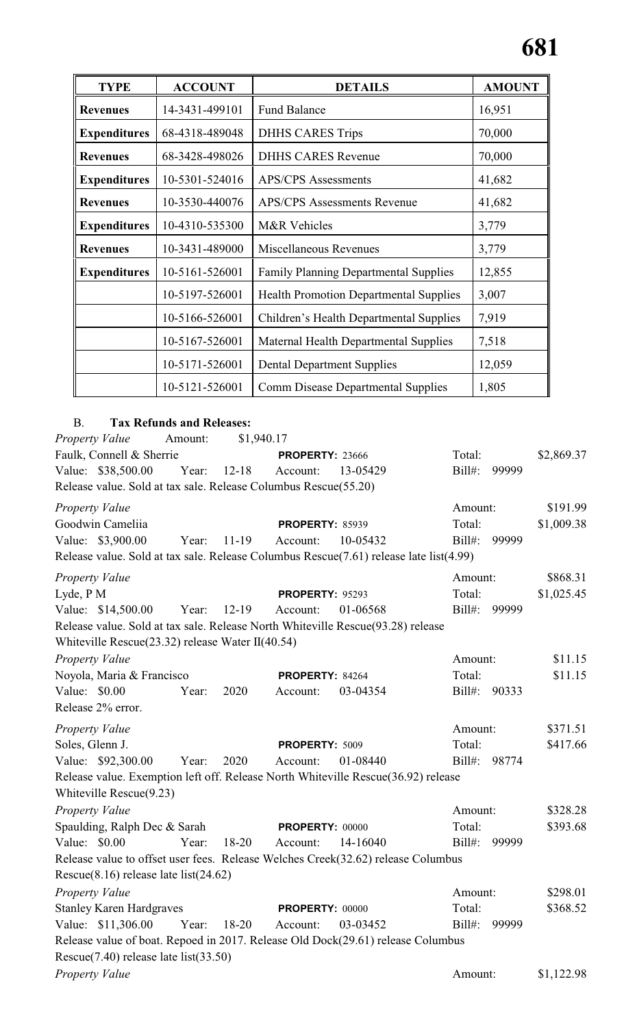| TYPE | ACCOUNT | DETAILS | AMOUNT |
|---|---|---|---|
| **Revenues** | 14-3431-499101 | Fund Balance | 16,951 |
| **Expenditures** | 68-4318-489048 | DHHS CARES Trips | 70,000 |
| **Revenues** | 68-3428-498026 | DHHS CARES Revenue | 70,000 |
| **Expenditures** | 10-5301-524016 | APS/CPS Assessments | 41,682 |
| **Revenues** | 10-3530-440076 | APS/CPS Assessments Revenue | 41,682 |
| **Expenditures** | 10-4310-535300 | M&R Vehicles | 3,779 |
| **Revenues** | 10-3431-489000 | Miscellaneous Revenues | 3,779 |
| **Expenditures** | 10-5161-526001 | Family Planning Departmental Supplies | 12,855 |
| | 10-5197-526001 | Health Promotion Departmental Supplies | 3,007 |
| | 10-5166-526001 | Children's Health Departmental Supplies | 7,919 |
| | 10-5167-526001 | Maternal Health Departmental Supplies | 7,518 |
| | 10-5171-526001 | Dental Department Supplies | 12,059 |
| | 10-5121-526001 | Comm Disease Departmental Supplies | 1,805 |

B. **Tax Refunds and Releases:**

*Property Value* Amount: $1,940.17
Faulk, Connell & Sherrie **PROPERTY:** 23666 Total: $2,869.37
Value: $38,500.00 Year: 12-18 Account: 13-05429 Bill#: 99999
Release value. Sold at tax sale. Release Columbus Rescue(55.20)

*Property Value* Amount: $191.99
Goodwin Cameliia **PROPERTY:** 85939 Total: $1,009.38
Value: $3,900.00 Year: 11-19 Account: 10-05432 Bill#: 99999
Release value. Sold at tax sale. Release Columbus Rescue(7.61) release late list(4.99)

*Property Value* Amount: $868.31
Lyde, P M **PROPERTY:** 95293 Total: $1,025.45
Value: $14,500.00 Year: 12-19 Account: 01-06568 Bill#: 99999
Release value. Sold at tax sale. Release North Whiteville Rescue(93.28) release Whiteville Rescue(23.32) release Water II(40.54)

*Property Value* Amount: $11.15
Noyola, Maria & Francisco **PROPERTY:** 84264 Total: $11.15
Value: $0.00 Year: 2020 Account: 03-04354 Bill#: 90333
Release 2% error.

*Property Value* Amount: $371.51
Soles, Glenn J. **PROPERTY:** 5009 Total: $417.66
Value: $92,300.00 Year: 2020 Account: 01-08440 Bill#: 98774
Release value. Exemption left off. Release North Whiteville Rescue(36.92) release Whiteville Rescue(9.23)

*Property Value* Amount: $328.28
Spaulding, Ralph Dec & Sarah **PROPERTY:** 00000 Total: $393.68
Value: $0.00 Year: 18-20 Account: 14-16040 Bill#: 99999
Release value to offset user fees. Release Welches Creek(32.62) release Columbus Rescue(8.16) release late list(24.62)

*Property Value* Amount: $298.01
Stanley Karen Hardgraves **PROPERTY:** 00000 Total: $368.52
Value: $11,306.00 Year: 18-20 Account: 03-03452 Bill#: 99999
Release value of boat. Repoed in 2017. Release Old Dock(29.61) release Columbus Rescue(7.40) release late list(33.50)

*Property Value* Amount: $1,122.98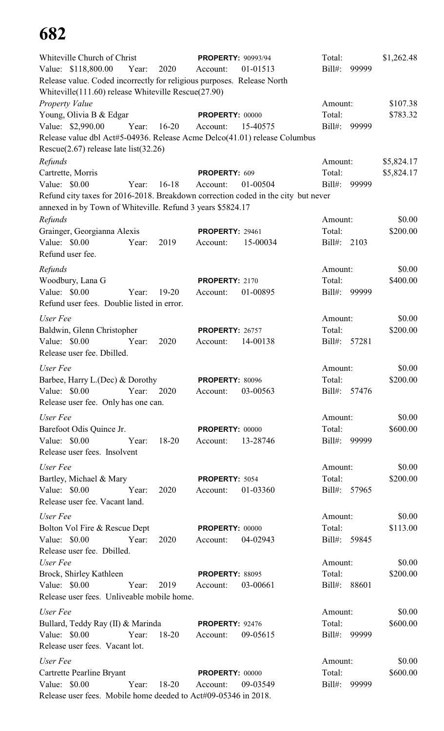Whiteville Church of Christ **PROPERTY:** 90993/94 Total: $1,262.48
Value: $118,800.00 Year: 2020 Account: 01-01513 Bill#: 99999
Release value. Coded incorrectly for religious purposes. Release North Whiteville(111.60) release Whiteville Rescue(27.90)

*Property Value* Amount: $107.38
Young, Olivia B & Edgar **PROPERTY:** 00000 Total: $783.32
Value: $2,990.00 Year: 16-20 Account: 15-40575 Bill#: 99999
Release value dbl Act#5-04936. Release Acme Delco(41.01) release Columbus Rescue(2.67) release late list(32.26)

*Refunds* Amount: $5,824.17
Cartrette, Morris **PROPERTY:** 609 Total: $5,824.17
Value: $0.00 Year: 16-18 Account: 01-00504 Bill#: 99999
Refund city taxes for 2016-2018. Breakdown correction coded in the city but never annexed in by Town of Whiteville. Refund 3 years $5824.17

*Refunds* Amount: $0.00
Grainger, Georgianna Alexis **PROPERTY:** 29461 Total: $200.00
Value: $0.00 Year: 2019 Account: 15-00034 Bill#: 2103
Refund user fee.

*Refunds* Amount: $0.00
Woodbury, Lana G **PROPERTY:** 2170 Total: $400.00
Value: $0.00 Year: 19-20 Account: 01-00895 Bill#: 99999
Refund user fees. Doublie listed in error.

*User Fee* Amount: $0.00
Baldwin, Glenn Christopher **PROPERTY:** 26757 Total: $200.00
Value: $0.00 Year: 2020 Account: 14-00138 Bill#: 57281
Release user fee. Dbilled.

*User Fee* Amount: $0.00
Barbee, Harry L.(Dec) & Dorothy **PROPERTY:** 80096 Total: $200.00
Value: $0.00 Year: 2020 Account: 03-00563 Bill#: 57476
Release user fee. Only has one can.

*User Fee* Amount: $0.00
Barefoot Odis Quince Jr. **PROPERTY:** 00000 Total: $600.00
Value: $0.00 Year: 18-20 Account: 13-28746 Bill#: 99999
Release user fees. Insolvent

*User Fee* Amount: $0.00
Bartley, Michael & Mary **PROPERTY:** 5054 Total: $200.00
Value: $0.00 Year: 2020 Account: 01-03360 Bill#: 57965
Release user fee. Vacant land.

*User Fee* Amount: $0.00
Bolton Vol Fire & Rescue Dept **PROPERTY:** 00000 Total: $113.00
Value: $0.00 Year: 2020 Account: 04-02943 Bill#: 59845
Release user fee. Dbilled.

*User Fee* Amount: $0.00
Brock, Shirley Kathleen **PROPERTY:** 88095 Total: $200.00
Value: $0.00 Year: 2019 Account: 03-00661 Bill#: 88601
Release user fees. Unliveable mobile home.

*User Fee* Amount: $0.00
Bullard, Teddy Ray (II) & Marinda **PROPERTY:** 92476 Total: $600.00
Value: $0.00 Year: 18-20 Account: 09-05615 Bill#: 99999
Release user fees. Vacant lot.

*User Fee* Amount: $0.00
Cartrette Pearline Bryant **PROPERTY:** 00000 Total: $600.00
Value: $0.00 Year: 18-20 Account: 09-03549 Bill#: 99999
Release user fees. Mobile home deeded to Act#09-05346 in 2018.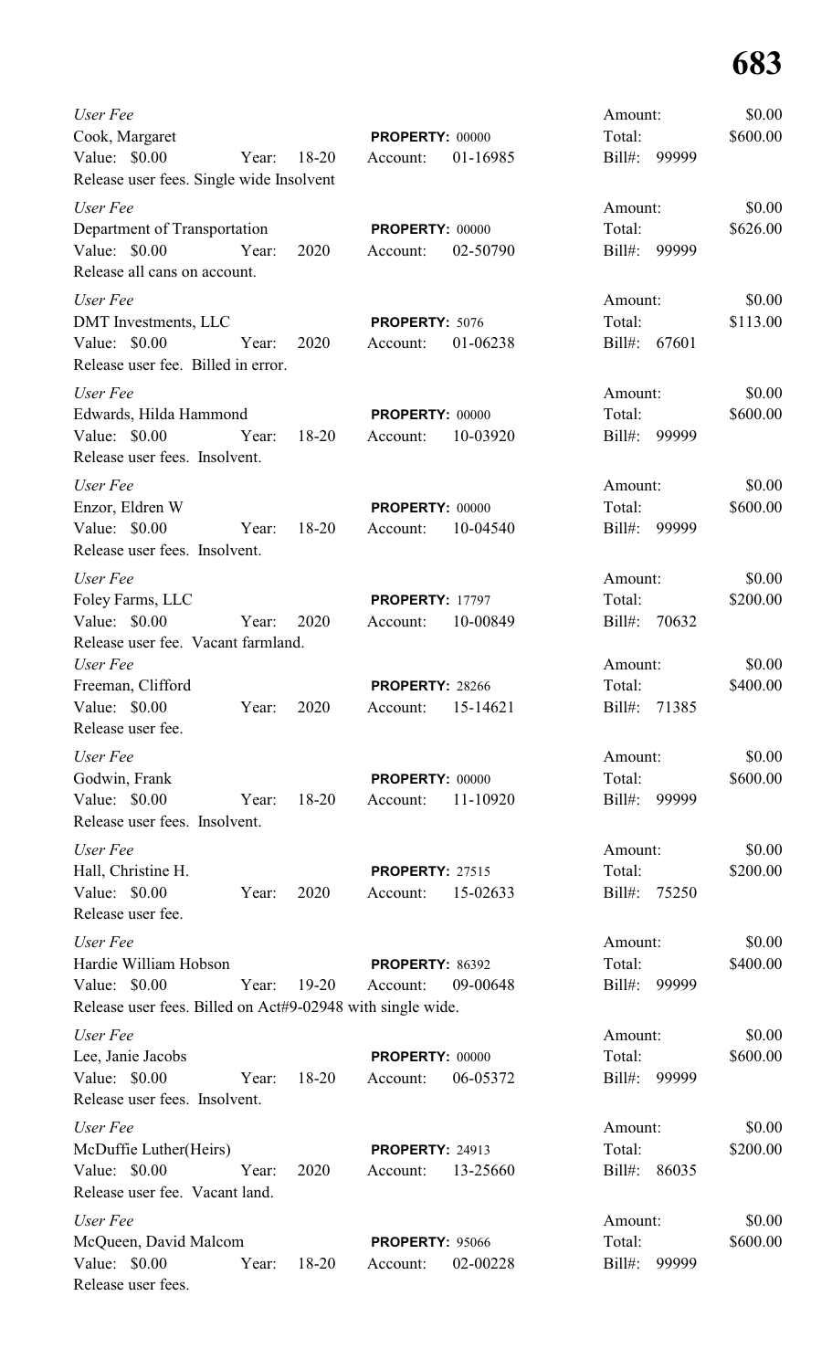*User Fee*
Cook, Margaret
Value: $0.00 Year: 18-20
PROPERTY: 00000
Account: 01-16985
Amount: $0.00
Total: $600.00
Bill#: 99999
Release user fees. Single wide Insolvent

*User Fee*
Department of Transportation
Value: $0.00 Year: 2020
PROPERTY: 00000
Account: 02-50790
Amount: $0.00
Total: $626.00
Bill#: 99999
Release all cans on account.

*User Fee*
DMT Investments, LLC
Value: $0.00 Year: 2020
PROPERTY: 5076
Account: 01-06238
Amount: $0.00
Total: $113.00
Bill#: 67601
Release user fee. Billed in error.

*User Fee*
Edwards, Hilda Hammond
Value: $0.00 Year: 18-20
PROPERTY: 00000
Account: 10-03920
Amount: $0.00
Total: $600.00
Bill#: 99999
Release user fees. Insolvent.

*User Fee*
Enzor, Eldren W
Value: $0.00 Year: 18-20
PROPERTY: 00000
Account: 10-04540
Amount: $0.00
Total: $600.00
Bill#: 99999
Release user fees. Insolvent.

*User Fee*
Foley Farms, LLC
Value: $0.00 Year: 2020
PROPERTY: 17797
Account: 10-00849
Amount: $0.00
Total: $200.00
Bill#: 70632
Release user fee. Vacant farmland.

*User Fee*
Freeman, Clifford
Value: $0.00 Year: 2020
PROPERTY: 28266
Account: 15-14621
Amount: $0.00
Total: $400.00
Bill#: 71385
Release user fee.

*User Fee*
Godwin, Frank
Value: $0.00 Year: 18-20
PROPERTY: 00000
Account: 11-10920
Amount: $0.00
Total: $600.00
Bill#: 99999
Release user fees. Insolvent.

*User Fee*
Hall, Christine H.
Value: $0.00 Year: 2020
PROPERTY: 27515
Account: 15-02633
Amount: $0.00
Total: $200.00
Bill#: 75250
Release user fee.

*User Fee*
Hardie William Hobson
Value: $0.00 Year: 19-20
PROPERTY: 86392
Account: 09-00648
Amount: $0.00
Total: $400.00
Bill#: 99999
Release user fees. Billed on Act#9-02948 with single wide.

*User Fee*
Lee, Janie Jacobs
Value: $0.00 Year: 18-20
PROPERTY: 00000
Account: 06-05372
Amount: $0.00
Total: $600.00
Bill#: 99999
Release user fees. Insolvent.

*User Fee*
McDuffie Luther(Heirs)
Value: $0.00 Year: 2020
PROPERTY: 24913
Account: 13-25660
Amount: $0.00
Total: $200.00
Bill#: 86035
Release user fee. Vacant land.

*User Fee*
McQueen, David Malcom
Value: $0.00 Year: 18-20
PROPERTY: 95066
Account: 02-00228
Amount: $0.00
Total: $600.00
Bill#: 99999
Release user fees.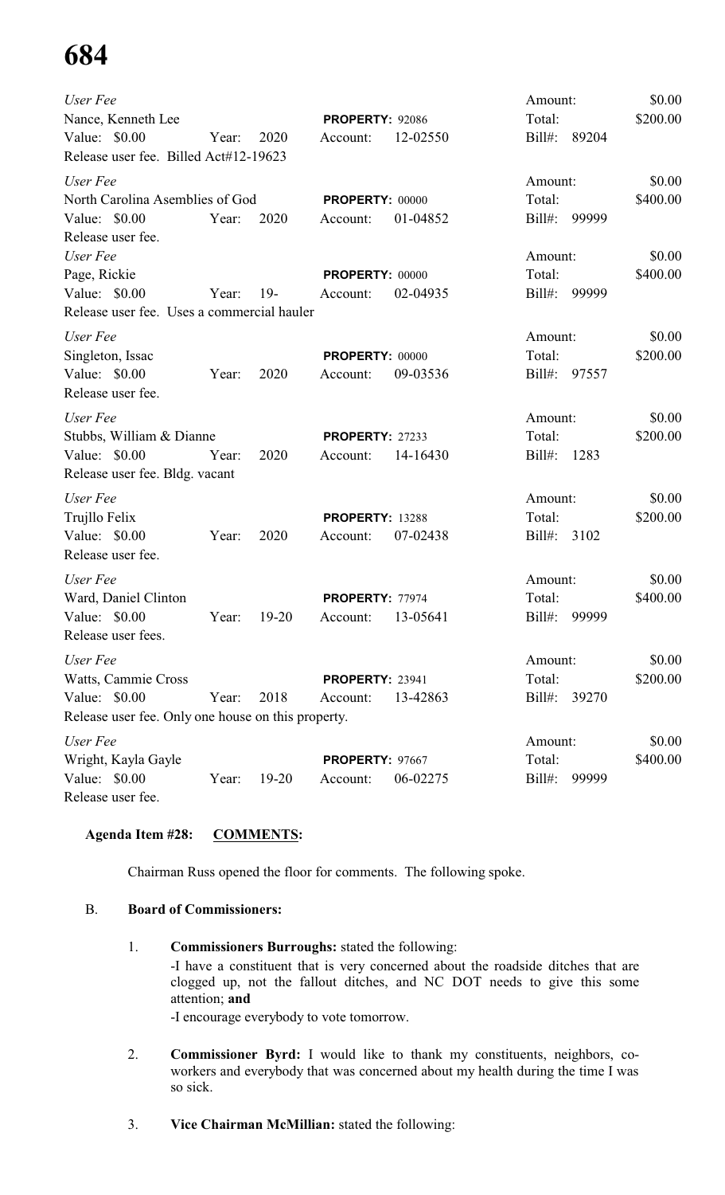*User Fee*
Nance, Kenneth Lee **PROPERTY:** 92086 Amount: $0.00
Value: $0.00 Year: 2020 Account: 12-02550 Total: $200.00
Bill#: 89204
Release user fee. Billed Act#12-19623

*User Fee*
North Carolina Asemblies of God **PROPERTY:** 00000 Amount: $0.00
Value: $0.00 Year: 2020 Account: 01-04852 Total: $400.00
Bill#: 99999
Release user fee.

*User Fee*
Page, Rickie **PROPERTY:** 00000 Amount: $0.00
Value: $0.00 Year: 19- Account: 02-04935 Total: $400.00
Bill#: 99999
Release user fee. Uses a commercial hauler

*User Fee*
Singleton, Issac **PROPERTY:** 00000 Amount: $0.00
Value: $0.00 Year: 2020 Account: 09-03536 Total: $200.00
Bill#: 97557
Release user fee.

*User Fee*
Stubbs, William & Dianne **PROPERTY:** 27233 Amount: $0.00
Value: $0.00 Year: 2020 Account: 14-16430 Total: $200.00
Bill#: 1283
Release user fee. Bldg. vacant

*User Fee*
Trujllo Felix **PROPERTY:** 13288 Amount: $0.00
Value: $0.00 Year: 2020 Account: 07-02438 Total: $200.00
Bill#: 3102
Release user fee.

*User Fee*
Ward, Daniel Clinton **PROPERTY:** 77974 Amount: $0.00
Value: $0.00 Year: 19-20 Account: 13-05641 Total: $400.00
Bill#: 99999
Release user fees.

*User Fee*
Watts, Cammie Cross **PROPERTY:** 23941 Amount: $0.00
Value: $0.00 Year: 2018 Account: 13-42863 Total: $200.00
Bill#: 39270
Release user fee. Only one house on this property.

*User Fee*
Wright, Kayla Gayle **PROPERTY:** 97667 Amount: $0.00
Value: $0.00 Year: 19-20 Account: 06-02275 Total: $400.00
Bill#: 99999
Release user fee.

**Agenda Item #28: COMMENTS:**

Chairman Russ opened the floor for comments. The following spoke.

B. **Board of Commissioners:**

1. **Commissioners Burroughs:** stated the following:
   -I have a constituent that is very concerned about the roadside ditches that are clogged up, not the fallout ditches, and NC DOT needs to give this some attention; **and**
   -I encourage everybody to vote tomorrow.

2. **Commissioner Byrd:** I would like to thank my constituents, neighbors, co-workers and everybody that was concerned about my health during the time I was so sick.

3. **Vice Chairman McMillian:** stated the following: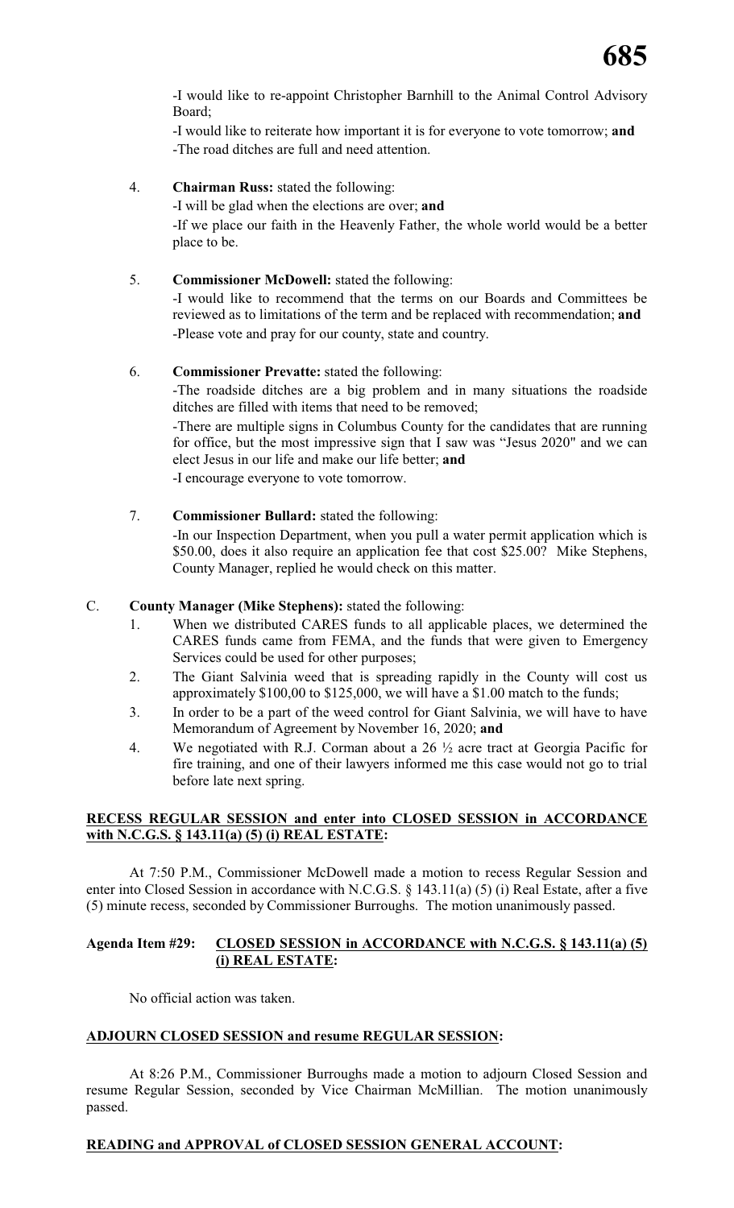-I would like to re-appoint Christopher Barnhill to the Animal Control Advisory Board;

-I would like to reiterate how important it is for everyone to vote tomorrow; **and**

-The road ditches are full and need attention.

4. **Chairman Russ:** stated the following:

   -I will be glad when the elections are over; **and**

   -If we place our faith in the Heavenly Father, the whole world would be a better place to be.

5. **Commissioner McDowell:** stated the following:

   -I would like to recommend that the terms on our Boards and Committees be reviewed as to limitations of the term and be replaced with recommendation; **and**

   -Please vote and pray for our county, state and country.

6. **Commissioner Prevatte:** stated the following:

   -The roadside ditches are a big problem and in many situations the roadside ditches are filled with items that need to be removed;

   -There are multiple signs in Columbus County for the candidates that are running for office, but the most impressive sign that I saw was "Jesus 2020" and we can elect Jesus in our life and make our life better; **and**

   -I encourage everyone to vote tomorrow.

7. **Commissioner Bullard:** stated the following:

   -In our Inspection Department, when you pull a water permit application which is \$50.00, does it also require an application fee that cost \$25.00? Mike Stephens, County Manager, replied he would check on this matter.

C. **County Manager (Mike Stephens):** stated the following:

1. When we distributed CARES funds to all applicable places, we determined the CARES funds came from FEMA, and the funds that were given to Emergency Services could be used for other purposes;
2. The Giant Salvinia weed that is spreading rapidly in the County will cost us approximately \$100,00 to \$125,000, we will have a \$1.00 match to the funds;
3. In order to be a part of the weed control for Giant Salvinia, we will have to have Memorandum of Agreement by November 16, 2020; **and**
4. We negotiated with R.J. Corman about a 26 ½ acre tract at Georgia Pacific for fire training, and one of their lawyers informed me this case would not go to trial before late next spring.

**RECESS REGULAR SESSION and enter into CLOSED SESSION in ACCORDANCE with N.C.G.S. § 143.11(a) (5) (i) REAL ESTATE:**

At 7:50 P.M., Commissioner McDowell made a motion to recess Regular Session and enter into Closed Session in accordance with N.C.G.S. § 143.11(a) (5) (i) Real Estate, after a five (5) minute recess, seconded by Commissioner Burroughs. The motion unanimously passed.

**Agenda Item #29: CLOSED SESSION in ACCORDANCE with N.C.G.S. § 143.11(a) (5) (i) REAL ESTATE:**

No official action was taken.

**ADJOURN CLOSED SESSION and resume REGULAR SESSION:**

At 8:26 P.M., Commissioner Burroughs made a motion to adjourn Closed Session and resume Regular Session, seconded by Vice Chairman McMillian. The motion unanimously passed.

**READING and APPROVAL of CLOSED SESSION GENERAL ACCOUNT:**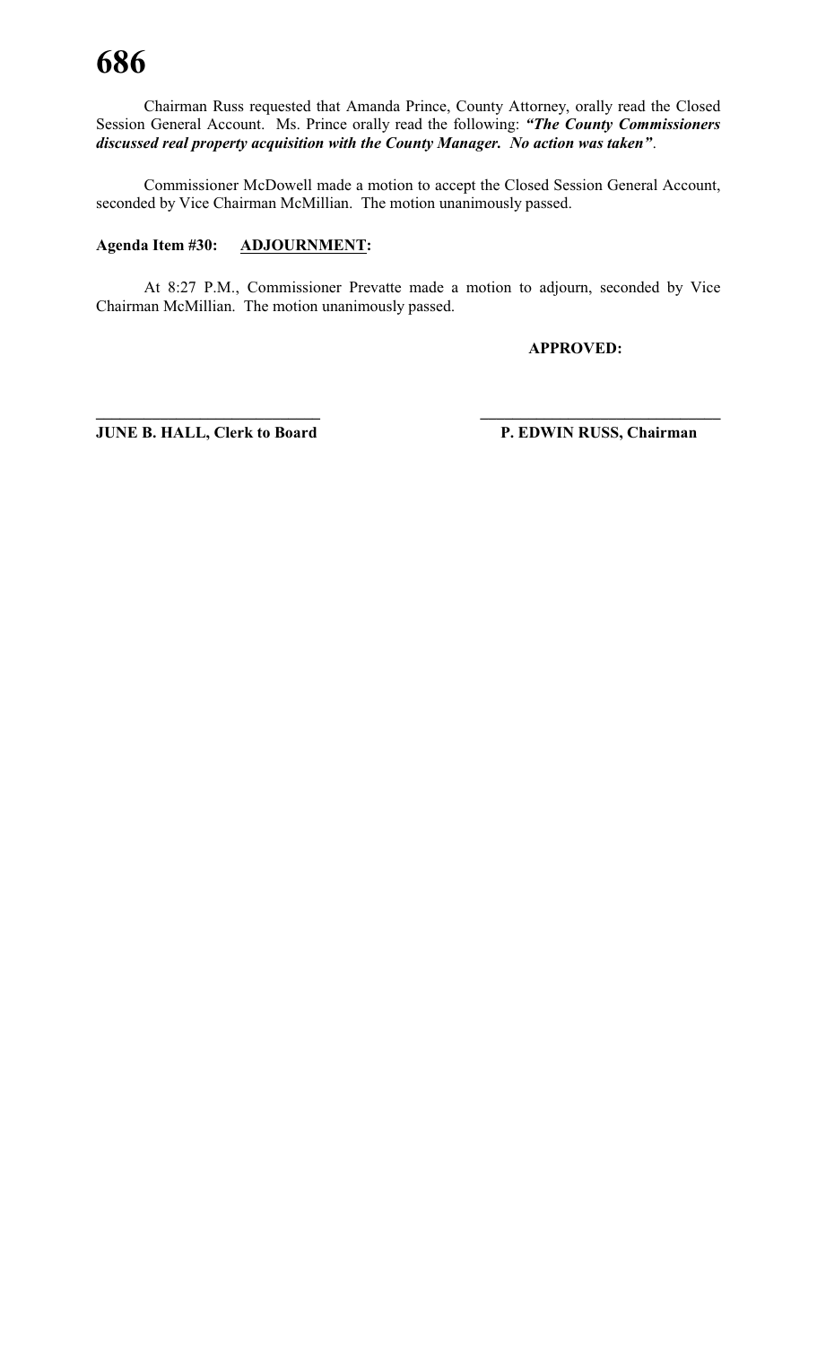Chairman Russ requested that Amanda Prince, County Attorney, orally read the Closed Session General Account. Ms. Prince orally read the following: ***"The County Commissioners discussed real property acquisition with the County Manager. No action was taken"***.

Commissioner McDowell made a motion to accept the Closed Session General Account, seconded by Vice Chairman McMillian. The motion unanimously passed.

**Agenda Item #30: ADJOURNMENT:**

At 8:27 P.M., Commissioner Prevatte made a motion to adjourn, seconded by Vice Chairman McMillian. The motion unanimously passed.

**APPROVED:**

| | |
|---|---|
| **JUNE B. HALL, Clerk to Board** | **P. EDWIN RUSS, Chairman** |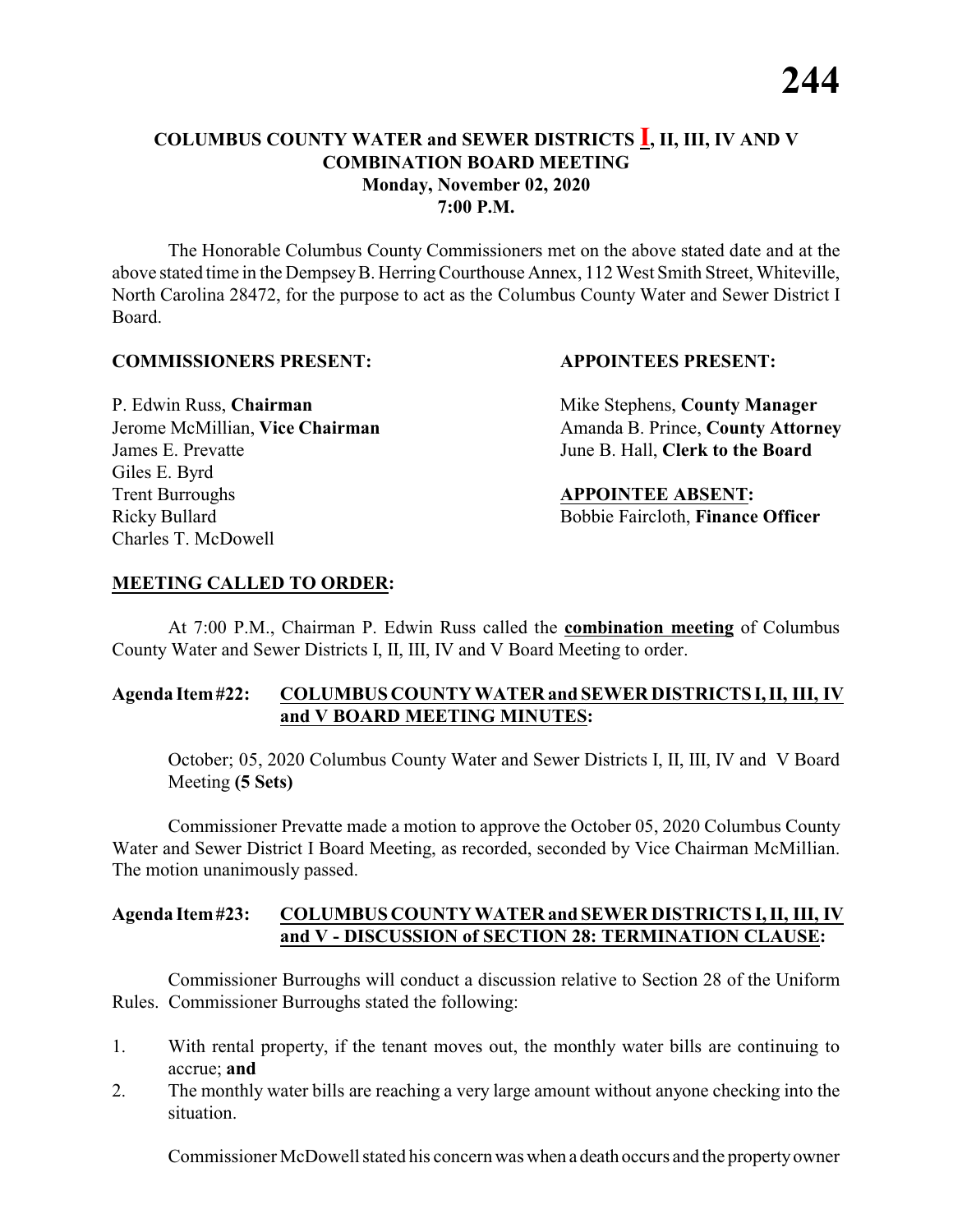## COLUMBUS COUNTY WATER and SEWER DISTRICTS **I**, II, III, IV AND V COMBINATION BOARD MEETING
**Monday, November 02, 2020**
**7:00 P.M.**

The Honorable Columbus County Commissioners met on the above stated date and at the above stated time in the Dempsey B. Herring Courthouse Annex, 112 West Smith Street, Whiteville, North Carolina 28472, for the purpose to act as the Columbus County Water and Sewer District I Board.

**COMMISSIONERS PRESENT:**

P. Edwin Russ, **Chairman**
Jerome McMillian, **Vice Chairman**
James E. Prevatte
Giles E. Byrd
Trent Burroughs
Ricky Bullard
Charles T. McDowell

**APPOINTEES PRESENT:**

Mike Stephens, **County Manager**
Amanda B. Prince, **County Attorney**
June B. Hall, **Clerk to the Board**

**APPOINTEE ABSENT:**

Bobbie Faircloth, **Finance Officer**

**MEETING CALLED TO ORDER:**

At 7:00 P.M., Chairman P. Edwin Russ called the **combination meeting** of Columbus County Water and Sewer Districts I, II, III, IV and V Board Meeting to order.

**Agenda Item #22: COLUMBUS COUNTY WATER and SEWER DISTRICTS I, II, III, IV and V BOARD MEETING MINUTES:**

October; 05, 2020 Columbus County Water and Sewer Districts I, II, III, IV and V Board Meeting **(5 Sets)**

Commissioner Prevatte made a motion to approve the October 05, 2020 Columbus County Water and Sewer District I Board Meeting, as recorded, seconded by Vice Chairman McMillian. The motion unanimously passed.

**Agenda Item #23: COLUMBUS COUNTY WATER and SEWER DISTRICTS I, II, III, IV and V - DISCUSSION of SECTION 28: TERMINATION CLAUSE:**

Commissioner Burroughs will conduct a discussion relative to Section 28 of the Uniform Rules. Commissioner Burroughs stated the following:

1. With rental property, if the tenant moves out, the monthly water bills are continuing to accrue; **and**
2. The monthly water bills are reaching a very large amount without anyone checking into the situation.

Commissioner McDowell stated his concern was when a death occurs and the property owner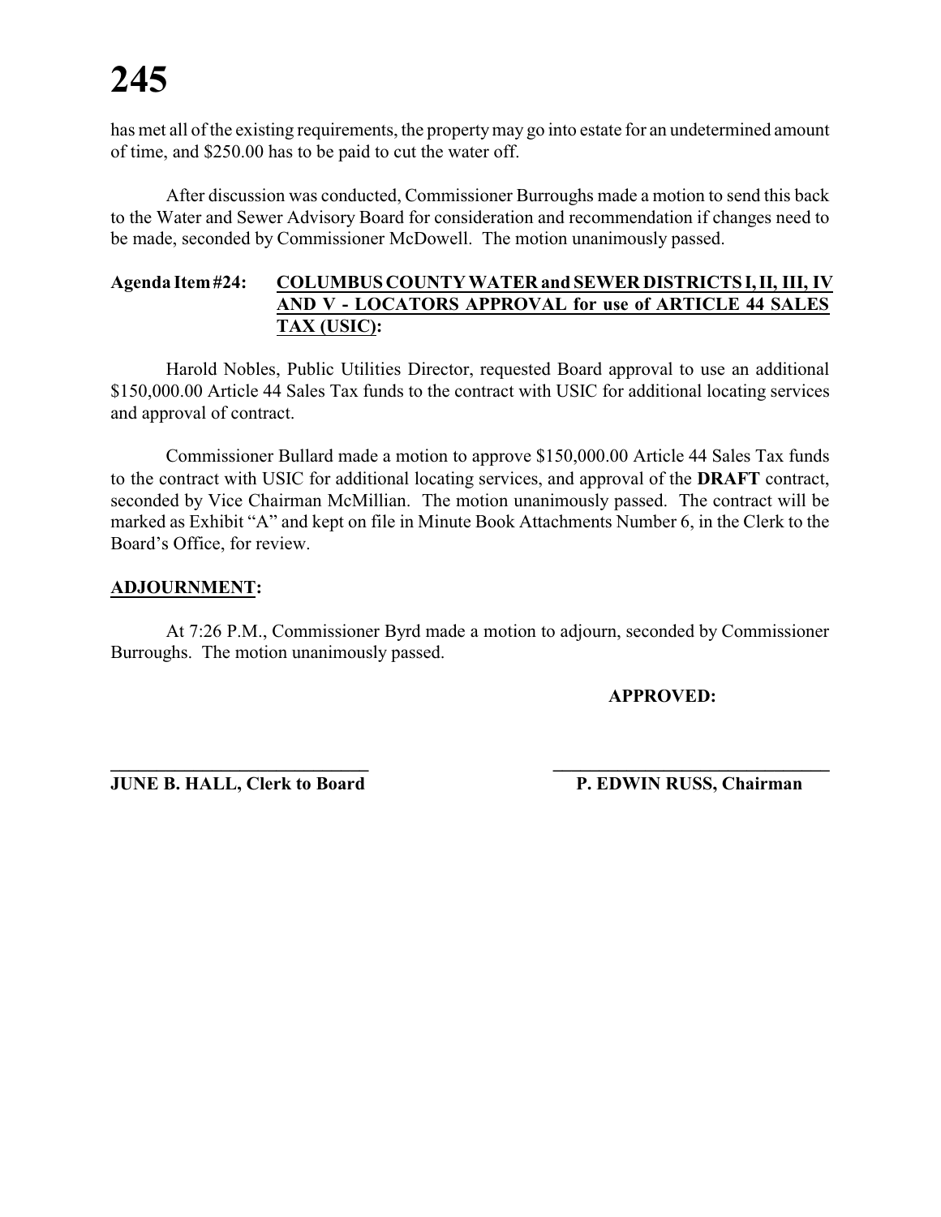has met all of the existing requirements, the property may go into estate for an undetermined amount of time, and $250.00 has to be paid to cut the water off.

After discussion was conducted, Commissioner Burroughs made a motion to send this back to the Water and Sewer Advisory Board for consideration and recommendation if changes need to be made, seconded by Commissioner McDowell. The motion unanimously passed.

**Agenda Item #24: <u>COLUMBUS COUNTY WATER and SEWER DISTRICTS I, II, III, IV AND V - LOCATORS APPROVAL for use of ARTICLE 44 SALES TAX (USIC)</u>:**

Harold Nobles, Public Utilities Director, requested Board approval to use an additional $150,000.00 Article 44 Sales Tax funds to the contract with USIC for additional locating services and approval of contract.

Commissioner Bullard made a motion to approve $150,000.00 Article 44 Sales Tax funds to the contract with USIC for additional locating services, and approval of the **DRAFT** contract, seconded by Vice Chairman McMillian. The motion unanimously passed. The contract will be marked as Exhibit "A" and kept on file in Minute Book Attachments Number 6, in the Clerk to the Board's Office, for review.

**<u>ADJOURNMENT</u>:**

At 7:26 P.M., Commissioner Byrd made a motion to adjourn, seconded by Commissioner Burroughs. The motion unanimously passed.

**APPROVED:**

| ______________________________ | ______________________________ |
|---|---|
| **JUNE B. HALL, Clerk to Board** | **P. EDWIN RUSS, Chairman** |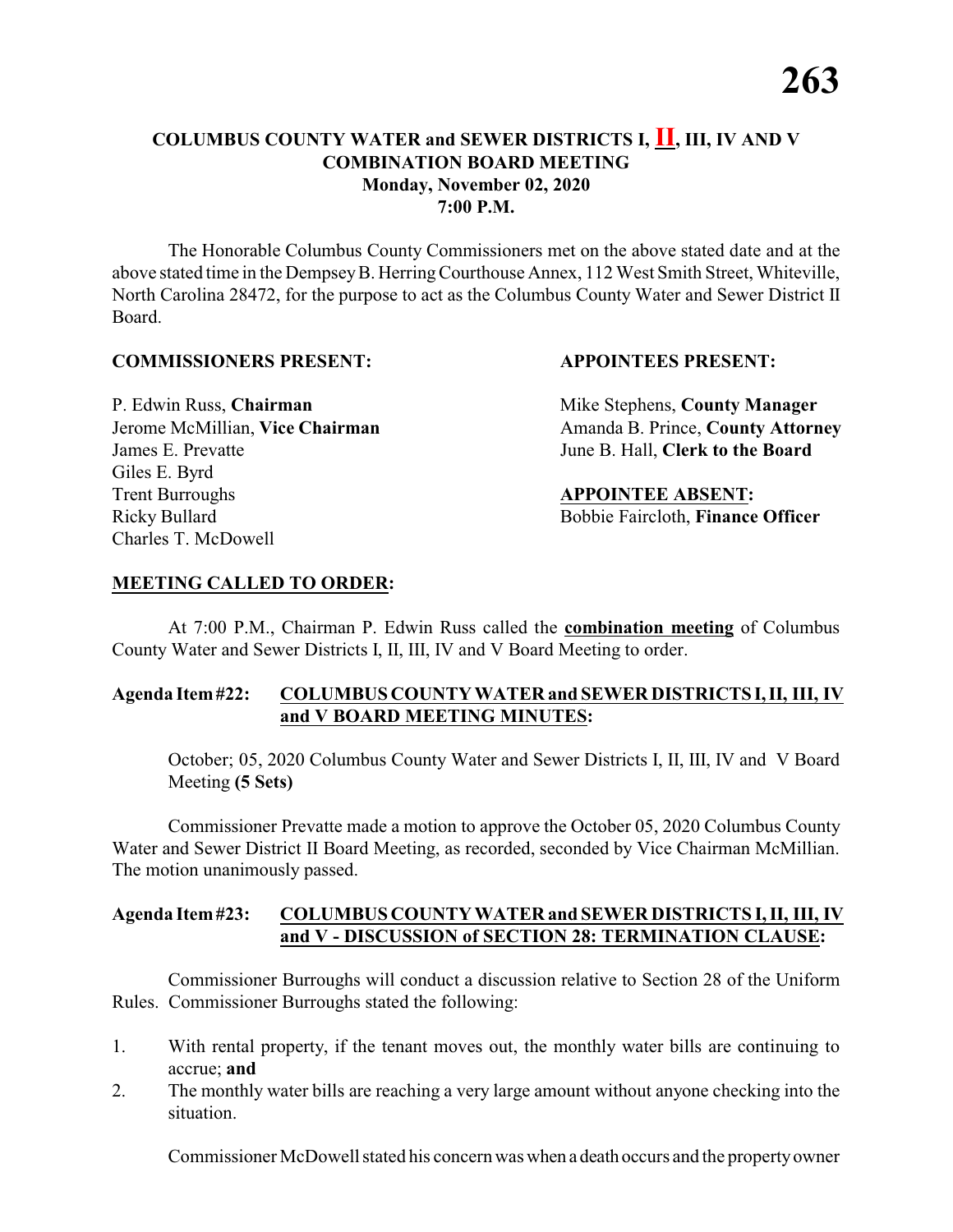## COLUMBUS COUNTY WATER and SEWER DISTRICTS I, **II**, III, IV AND V COMBINATION BOARD MEETING
### Monday, November 02, 2020
### 7:00 P.M.

The Honorable Columbus County Commissioners met on the above stated date and at the above stated time in the Dempsey B. Herring Courthouse Annex, 112 West Smith Street, Whiteville, North Carolina 28472, for the purpose to act as the Columbus County Water and Sewer District II Board.

**COMMISSIONERS PRESENT:**

P. Edwin Russ, **Chairman**
Jerome McMillian, **Vice Chairman**
James E. Prevatte
Giles E. Byrd
Trent Burroughs
Ricky Bullard
Charles T. McDowell

**APPOINTEES PRESENT:**

Mike Stephens, **County Manager**
Amanda B. Prince, **County Attorney**
June B. Hall, **Clerk to the Board**

**APPOINTEE ABSENT:**

Bobbie Faircloth, **Finance Officer**

**MEETING CALLED TO ORDER:**

At 7:00 P.M., Chairman P. Edwin Russ called the **combination meeting** of Columbus County Water and Sewer Districts I, II, III, IV and V Board Meeting to order.

**Agenda Item #22: COLUMBUS COUNTY WATER and SEWER DISTRICTS I, II, III, IV and V BOARD MEETING MINUTES:**

October; 05, 2020 Columbus County Water and Sewer Districts I, II, III, IV and V Board Meeting **(5 Sets)**

Commissioner Prevatte made a motion to approve the October 05, 2020 Columbus County Water and Sewer District II Board Meeting, as recorded, seconded by Vice Chairman McMillian. The motion unanimously passed.

**Agenda Item #23: COLUMBUS COUNTY WATER and SEWER DISTRICTS I, II, III, IV and V - DISCUSSION of SECTION 28: TERMINATION CLAUSE:**

Commissioner Burroughs will conduct a discussion relative to Section 28 of the Uniform Rules. Commissioner Burroughs stated the following:

1. With rental property, if the tenant moves out, the monthly water bills are continuing to accrue; **and**
2. The monthly water bills are reaching a very large amount without anyone checking into the situation.

Commissioner McDowell stated his concern was when a death occurs and the property owner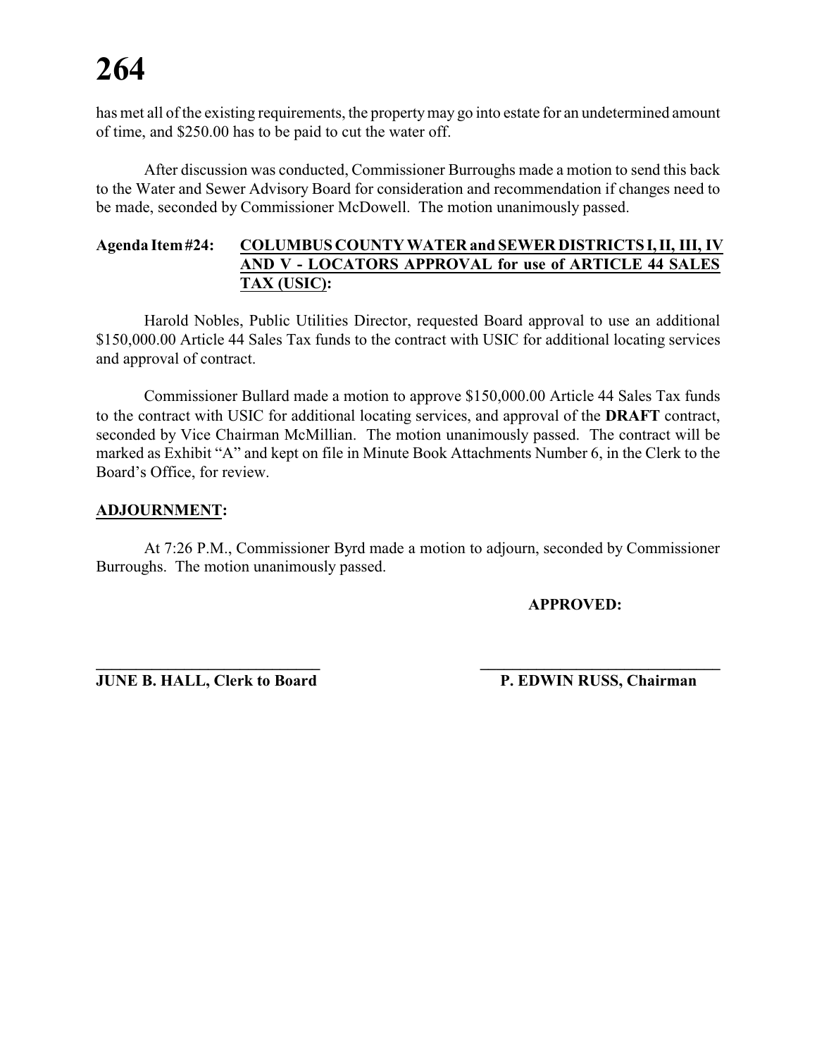has met all of the existing requirements, the property may go into estate for an undetermined amount of time, and $250.00 has to be paid to cut the water off.

After discussion was conducted, Commissioner Burroughs made a motion to send this back to the Water and Sewer Advisory Board for consideration and recommendation if changes need to be made, seconded by Commissioner McDowell. The motion unanimously passed.

**Agenda Item #24: COLUMBUS COUNTY WATER and SEWER DISTRICTS I, II, III, IV AND V - LOCATORS APPROVAL for use of ARTICLE 44 SALES TAX (USIC):**

Harold Nobles, Public Utilities Director, requested Board approval to use an additional $150,000.00 Article 44 Sales Tax funds to the contract with USIC for additional locating services and approval of contract.

Commissioner Bullard made a motion to approve $150,000.00 Article 44 Sales Tax funds to the contract with USIC for additional locating services, and approval of the **DRAFT** contract, seconded by Vice Chairman McMillian. The motion unanimously passed. The contract will be marked as Exhibit "A" and kept on file in Minute Book Attachments Number 6, in the Clerk to the Board's Office, for review.

**ADJOURNMENT:**

At 7:26 P.M., Commissioner Byrd made a motion to adjourn, seconded by Commissioner Burroughs. The motion unanimously passed.

**APPROVED:**

| ______________________________ | ______________________________ |
| --- | --- |
| **JUNE B. HALL, Clerk to Board** | **P. EDWIN RUSS, Chairman** |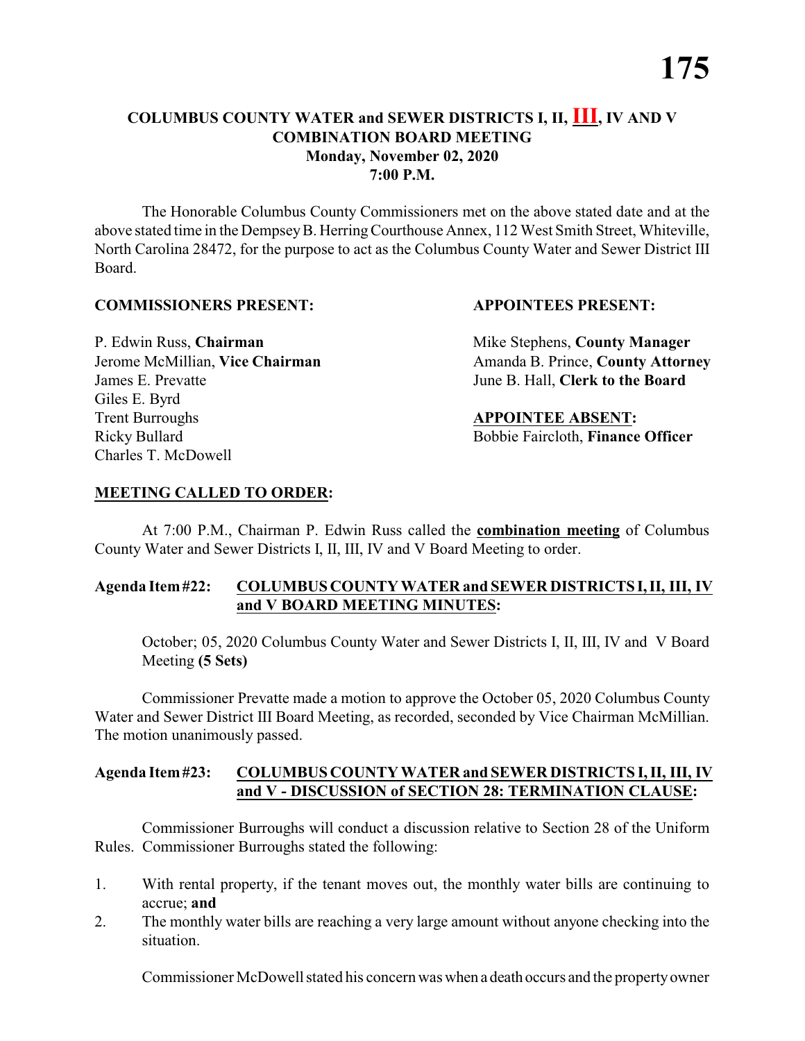**COLUMBUS COUNTY WATER and SEWER DISTRICTS I, II, III, IV AND V**
**COMBINATION BOARD MEETING**
**Monday, November 02, 2020**
**7:00 P.M.**

The Honorable Columbus County Commissioners met on the above stated date and at the above stated time in the Dempsey B. Herring Courthouse Annex, 112 West Smith Street, Whiteville, North Carolina 28472, for the purpose to act as the Columbus County Water and Sewer District III Board.

**COMMISSIONERS PRESENT:**

P. Edwin Russ, **Chairman**
Jerome McMillian, **Vice Chairman**
James E. Prevatte
Giles E. Byrd
Trent Burroughs
Ricky Bullard
Charles T. McDowell

**APPOINTEES PRESENT:**

Mike Stephens, **County Manager**
Amanda B. Prince, **County Attorney**
June B. Hall, **Clerk to the Board**

**APPOINTEE ABSENT:**

Bobbie Faircloth, **Finance Officer**

**MEETING CALLED TO ORDER:**

At 7:00 P.M., Chairman P. Edwin Russ called the **combination meeting** of Columbus County Water and Sewer Districts I, II, III, IV and V Board Meeting to order.

**Agenda Item #22: COLUMBUS COUNTY WATER and SEWER DISTRICTS I, II, III, IV and V BOARD MEETING MINUTES:**

October; 05, 2020 Columbus County Water and Sewer Districts I, II, III, IV and V Board Meeting **(5 Sets)**

Commissioner Prevatte made a motion to approve the October 05, 2020 Columbus County Water and Sewer District III Board Meeting, as recorded, seconded by Vice Chairman McMillian. The motion unanimously passed.

**Agenda Item #23: COLUMBUS COUNTY WATER and SEWER DISTRICTS I, II, III, IV and V - DISCUSSION of SECTION 28: TERMINATION CLAUSE:**

Commissioner Burroughs will conduct a discussion relative to Section 28 of the Uniform Rules. Commissioner Burroughs stated the following:

1. With rental property, if the tenant moves out, the monthly water bills are continuing to accrue; **and**
2. The monthly water bills are reaching a very large amount without anyone checking into the situation.

Commissioner McDowell stated his concern was when a death occurs and the property owner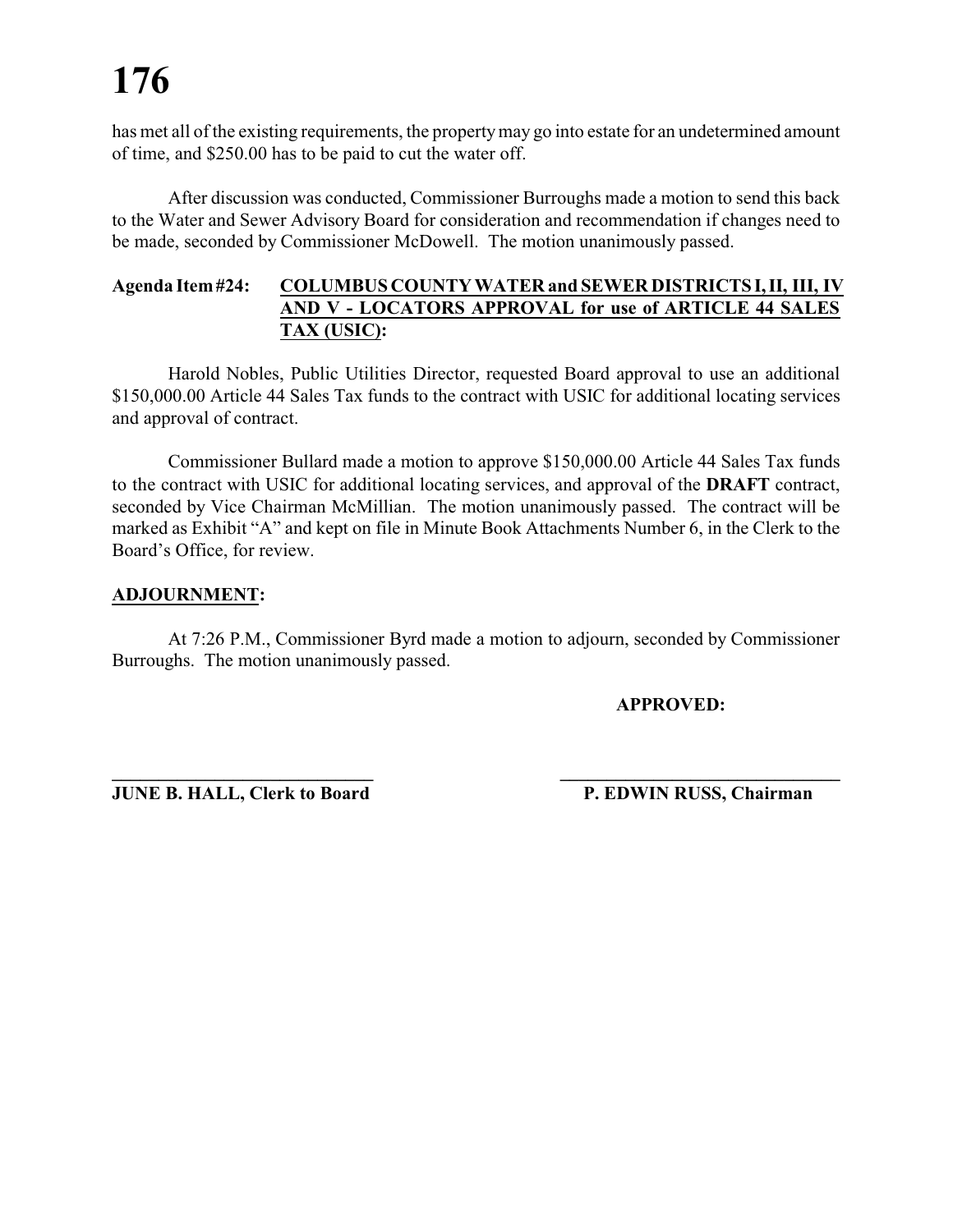has met all of the existing requirements, the property may go into estate for an undetermined amount of time, and $250.00 has to be paid to cut the water off.

After discussion was conducted, Commissioner Burroughs made a motion to send this back to the Water and Sewer Advisory Board for consideration and recommendation if changes need to be made, seconded by Commissioner McDowell. The motion unanimously passed.

**Agenda Item #24: COLUMBUS COUNTY WATER and SEWER DISTRICTS I, II, III, IV AND V - LOCATORS APPROVAL for use of ARTICLE 44 SALES TAX (USIC):**

Harold Nobles, Public Utilities Director, requested Board approval to use an additional $150,000.00 Article 44 Sales Tax funds to the contract with USIC for additional locating services and approval of contract.

Commissioner Bullard made a motion to approve $150,000.00 Article 44 Sales Tax funds to the contract with USIC for additional locating services, and approval of the **DRAFT** contract, seconded by Vice Chairman McMillian. The motion unanimously passed. The contract will be marked as Exhibit "A" and kept on file in Minute Book Attachments Number 6, in the Clerk to the Board's Office, for review.

**ADJOURNMENT:**

At 7:26 P.M., Commissioner Byrd made a motion to adjourn, seconded by Commissioner Burroughs. The motion unanimously passed.

**APPROVED:**

______________________________ ______________________________

**JUNE B. HALL, Clerk to Board** **P. EDWIN RUSS, Chairman**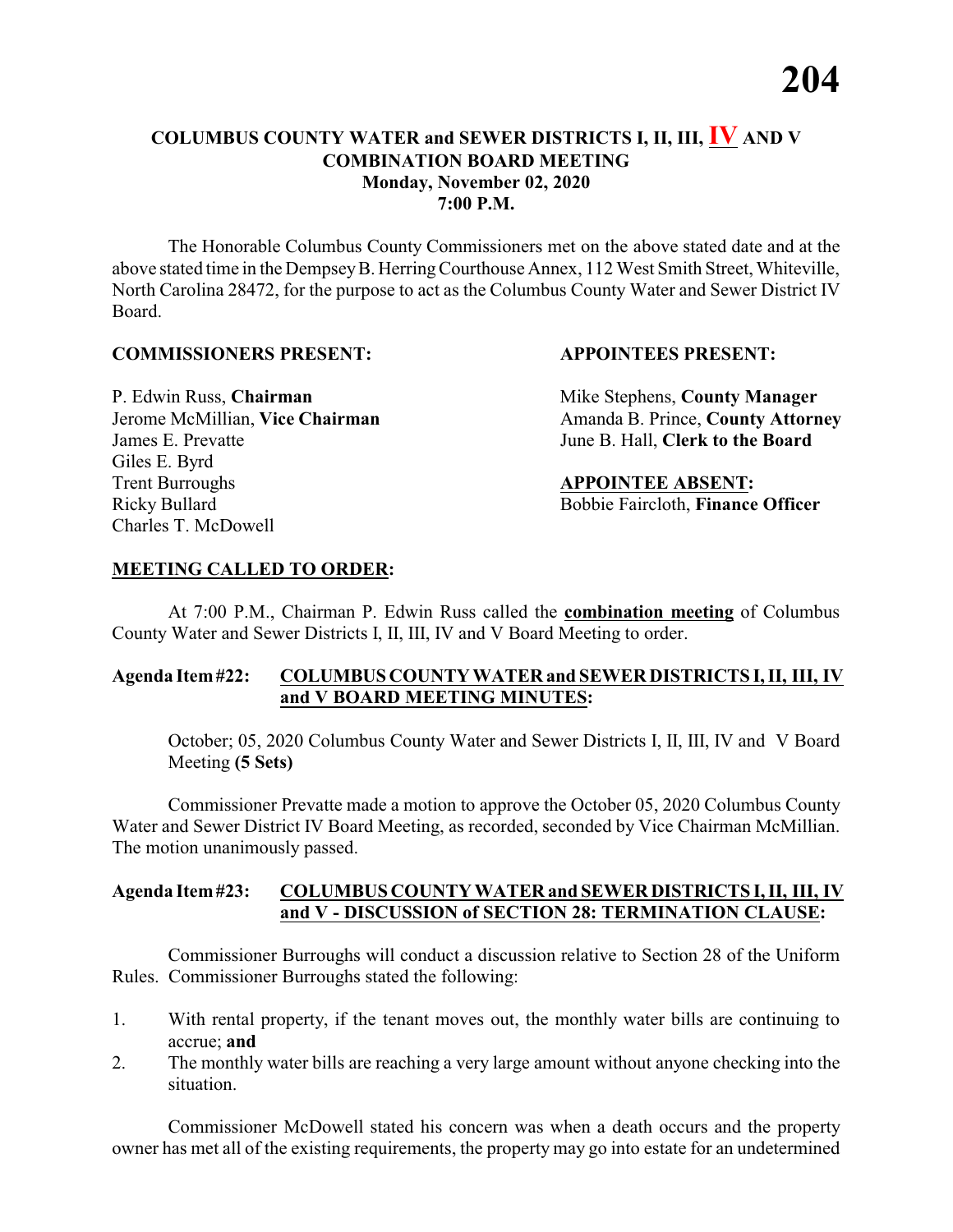## COLUMBUS COUNTY WATER and SEWER DISTRICTS I, II, III, IV AND V COMBINATION BOARD MEETING
**Monday, November 02, 2020**
**7:00 P.M.**

The Honorable Columbus County Commissioners met on the above stated date and at the above stated time in the Dempsey B. Herring Courthouse Annex, 112 West Smith Street, Whiteville, North Carolina 28472, for the purpose to act as the Columbus County Water and Sewer District IV Board.

**COMMISSIONERS PRESENT:**

P. Edwin Russ, **Chairman**
Jerome McMillian, **Vice Chairman**
James E. Prevatte
Giles E. Byrd
Trent Burroughs
Ricky Bullard
Charles T. McDowell

**APPOINTEES PRESENT:**

Mike Stephens, **County Manager**
Amanda B. Prince, **County Attorney**
June B. Hall, **Clerk to the Board**

**APPOINTEE ABSENT:**
Bobbie Faircloth, **Finance Officer**

**MEETING CALLED TO ORDER:**

At 7:00 P.M., Chairman P. Edwin Russ called the **combination meeting** of Columbus County Water and Sewer Districts I, II, III, IV and V Board Meeting to order.

**Agenda Item #22: COLUMBUS COUNTY WATER and SEWER DISTRICTS I, II, III, IV and V BOARD MEETING MINUTES:**

October; 05, 2020 Columbus County Water and Sewer Districts I, II, III, IV and V Board Meeting **(5 Sets)**

Commissioner Prevatte made a motion to approve the October 05, 2020 Columbus County Water and Sewer District IV Board Meeting, as recorded, seconded by Vice Chairman McMillian. The motion unanimously passed.

**Agenda Item #23: COLUMBUS COUNTY WATER and SEWER DISTRICTS I, II, III, IV and V - DISCUSSION of SECTION 28: TERMINATION CLAUSE:**

Commissioner Burroughs will conduct a discussion relative to Section 28 of the Uniform Rules. Commissioner Burroughs stated the following:

1. With rental property, if the tenant moves out, the monthly water bills are continuing to accrue; **and**
2. The monthly water bills are reaching a very large amount without anyone checking into the situation.

Commissioner McDowell stated his concern was when a death occurs and the property owner has met all of the existing requirements, the property may go into estate for an undetermined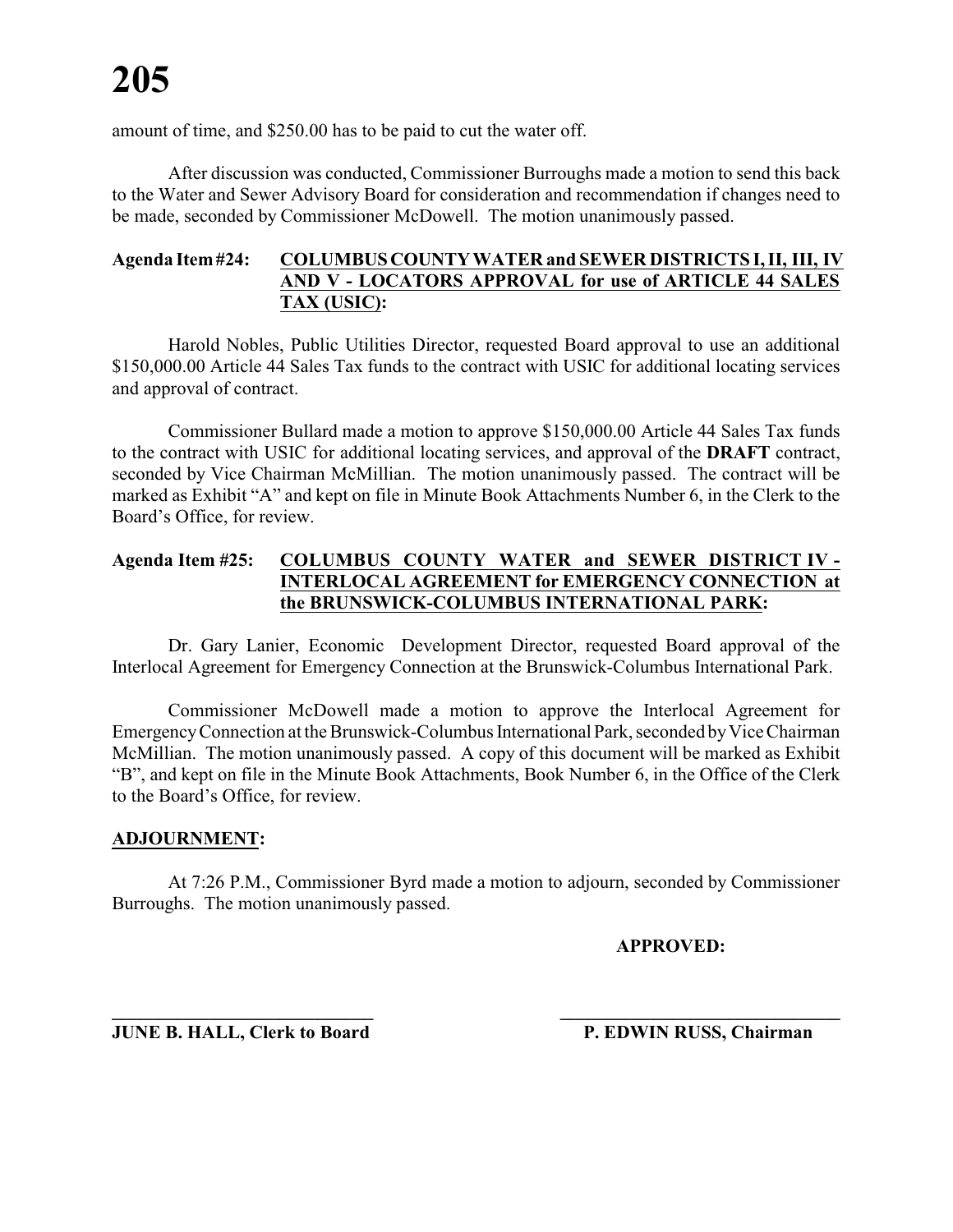amount of time, and $250.00 has to be paid to cut the water off.

After discussion was conducted, Commissioner Burroughs made a motion to send this back to the Water and Sewer Advisory Board for consideration and recommendation if changes need to be made, seconded by Commissioner McDowell. The motion unanimously passed.

**Agenda Item #24: <u>COLUMBUS COUNTY WATER and SEWER DISTRICTS I, II, III, IV AND V - LOCATORS APPROVAL for use of ARTICLE 44 SALES TAX (USIC)</u>:**

Harold Nobles, Public Utilities Director, requested Board approval to use an additional $150,000.00 Article 44 Sales Tax funds to the contract with USIC for additional locating services and approval of contract.

Commissioner Bullard made a motion to approve $150,000.00 Article 44 Sales Tax funds to the contract with USIC for additional locating services, and approval of the **DRAFT** contract, seconded by Vice Chairman McMillian. The motion unanimously passed. The contract will be marked as Exhibit "A" and kept on file in Minute Book Attachments Number 6, in the Clerk to the Board's Office, for review.

**Agenda Item #25: <u>COLUMBUS COUNTY WATER and SEWER DISTRICT IV - INTERLOCAL AGREEMENT for EMERGENCY CONNECTION at the BRUNSWICK-COLUMBUS INTERNATIONAL PARK</u>:**

Dr. Gary Lanier, Economic Development Director, requested Board approval of the Interlocal Agreement for Emergency Connection at the Brunswick-Columbus International Park.

Commissioner McDowell made a motion to approve the Interlocal Agreement for Emergency Connection at the Brunswick-Columbus International Park, seconded by Vice Chairman McMillian. The motion unanimously passed. A copy of this document will be marked as Exhibit "B", and kept on file in the Minute Book Attachments, Book Number 6, in the Office of the Clerk to the Board's Office, for review.

**<u>ADJOURNMENT</u>:**

At 7:26 P.M., Commissioner Byrd made a motion to adjourn, seconded by Commissioner Burroughs. The motion unanimously passed.

**APPROVED:**

| ____________________________ | ____________________________ |
|---|---|
| **JUNE B. HALL, Clerk to Board** | **P. EDWIN RUSS, Chairman** |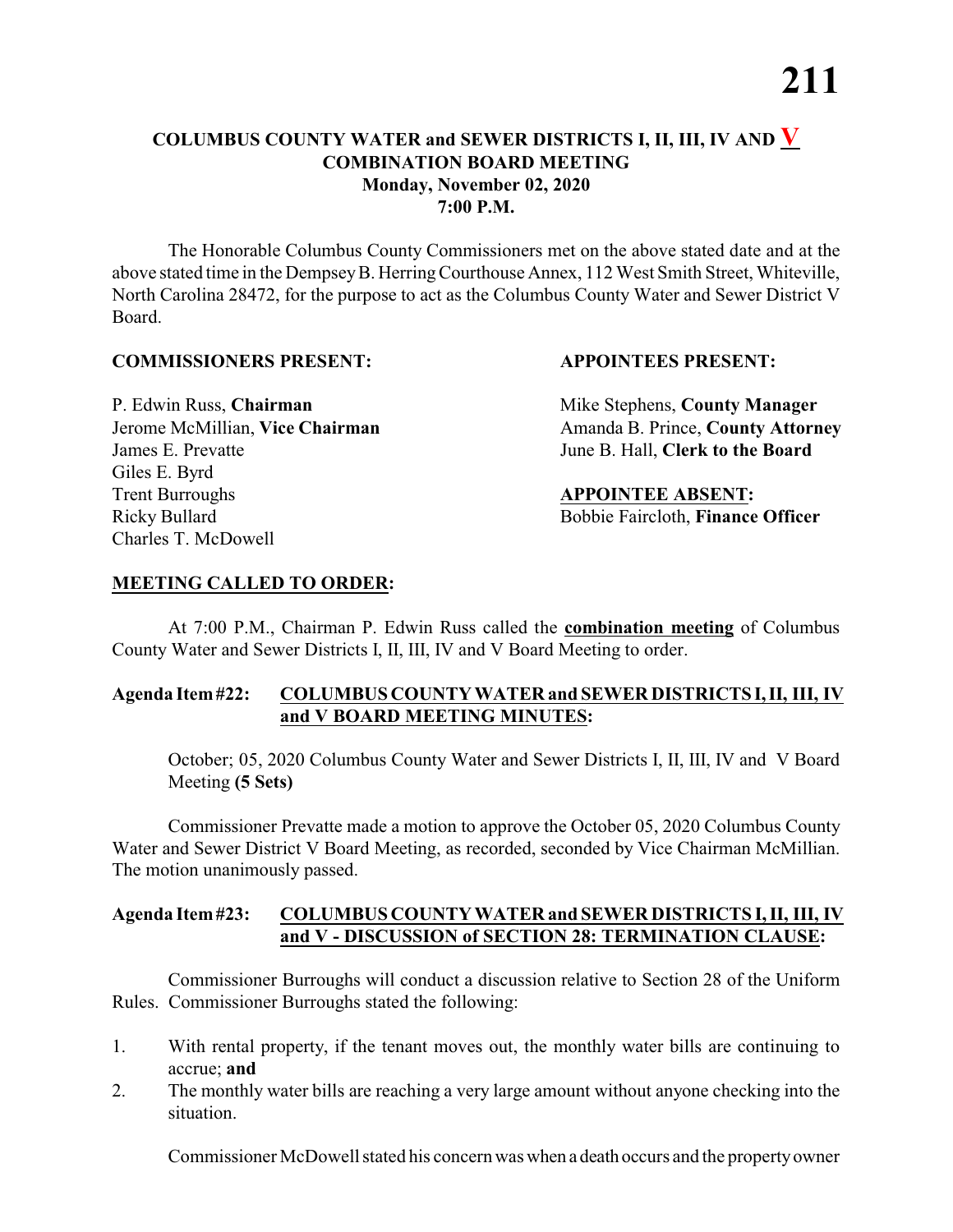**COLUMBUS COUNTY WATER and SEWER DISTRICTS I, II, III, IV AND V**
**COMBINATION BOARD MEETING**
**Monday, November 02, 2020**
**7:00 P.M.**

The Honorable Columbus County Commissioners met on the above stated date and at the above stated time in the Dempsey B. Herring Courthouse Annex, 112 West Smith Street, Whiteville, North Carolina 28472, for the purpose to act as the Columbus County Water and Sewer District V Board.

**COMMISSIONERS PRESENT:**

P. Edwin Russ, **Chairman**
Jerome McMillian, **Vice Chairman**
James E. Prevatte
Giles E. Byrd
Trent Burroughs
Ricky Bullard
Charles T. McDowell

**APPOINTEES PRESENT:**

Mike Stephens, **County Manager**
Amanda B. Prince, **County Attorney**
June B. Hall, **Clerk to the Board**

**APPOINTEE ABSENT:**

Bobbie Faircloth, **Finance Officer**

**MEETING CALLED TO ORDER:**

At 7:00 P.M., Chairman P. Edwin Russ called the **combination meeting** of Columbus County Water and Sewer Districts I, II, III, IV and V Board Meeting to order.

**Agenda Item #22: COLUMBUS COUNTY WATER and SEWER DISTRICTS I, II, III, IV and V BOARD MEETING MINUTES:**

October; 05, 2020 Columbus County Water and Sewer Districts I, II, III, IV and V Board Meeting **(5 Sets)**

Commissioner Prevatte made a motion to approve the October 05, 2020 Columbus County Water and Sewer District V Board Meeting, as recorded, seconded by Vice Chairman McMillian. The motion unanimously passed.

**Agenda Item #23: COLUMBUS COUNTY WATER and SEWER DISTRICTS I, II, III, IV and V - DISCUSSION of SECTION 28: TERMINATION CLAUSE:**

Commissioner Burroughs will conduct a discussion relative to Section 28 of the Uniform Rules. Commissioner Burroughs stated the following:

1. With rental property, if the tenant moves out, the monthly water bills are continuing to accrue; **and**
2. The monthly water bills are reaching a very large amount without anyone checking into the situation.

Commissioner McDowell stated his concern was when a death occurs and the property owner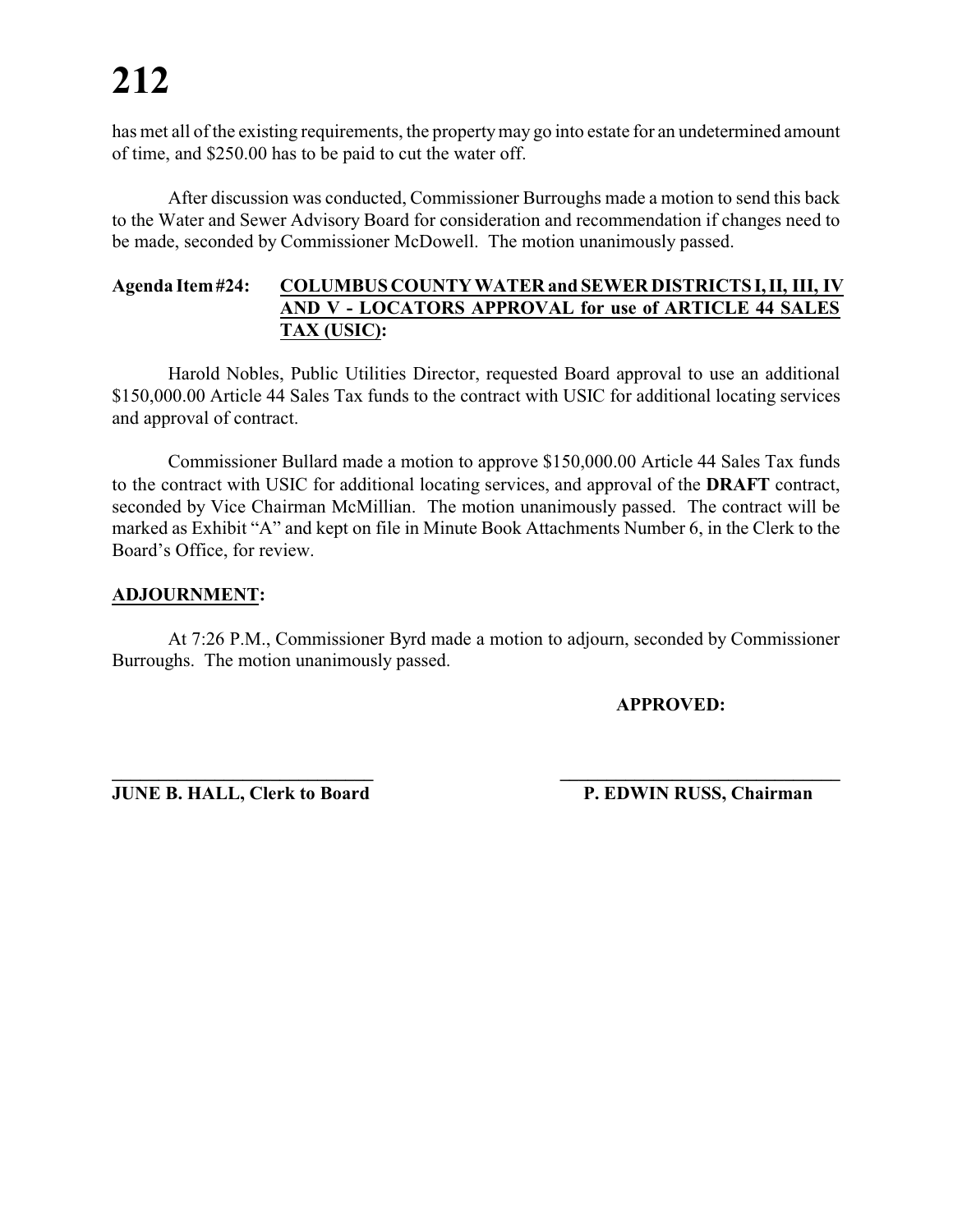has met all of the existing requirements, the property may go into estate for an undetermined amount of time, and $250.00 has to be paid to cut the water off.

After discussion was conducted, Commissioner Burroughs made a motion to send this back to the Water and Sewer Advisory Board for consideration and recommendation if changes need to be made, seconded by Commissioner McDowell. The motion unanimously passed.

**Agenda Item #24: <u>COLUMBUS COUNTY WATER and SEWER DISTRICTS I, II, III, IV AND V - LOCATORS APPROVAL for use of ARTICLE 44 SALES TAX (USIC)</u>:**

Harold Nobles, Public Utilities Director, requested Board approval to use an additional $150,000.00 Article 44 Sales Tax funds to the contract with USIC for additional locating services and approval of contract.

Commissioner Bullard made a motion to approve $150,000.00 Article 44 Sales Tax funds to the contract with USIC for additional locating services, and approval of the **DRAFT** contract, seconded by Vice Chairman McMillian. The motion unanimously passed. The contract will be marked as Exhibit "A" and kept on file in Minute Book Attachments Number 6, in the Clerk to the Board's Office, for review.

**<u>ADJOURNMENT</u>:**

At 7:26 P.M., Commissioner Byrd made a motion to adjourn, seconded by Commissioner Burroughs. The motion unanimously passed.

**APPROVED:**

**JUNE B. HALL, Clerk to Board**

**P. EDWIN RUSS, Chairman**